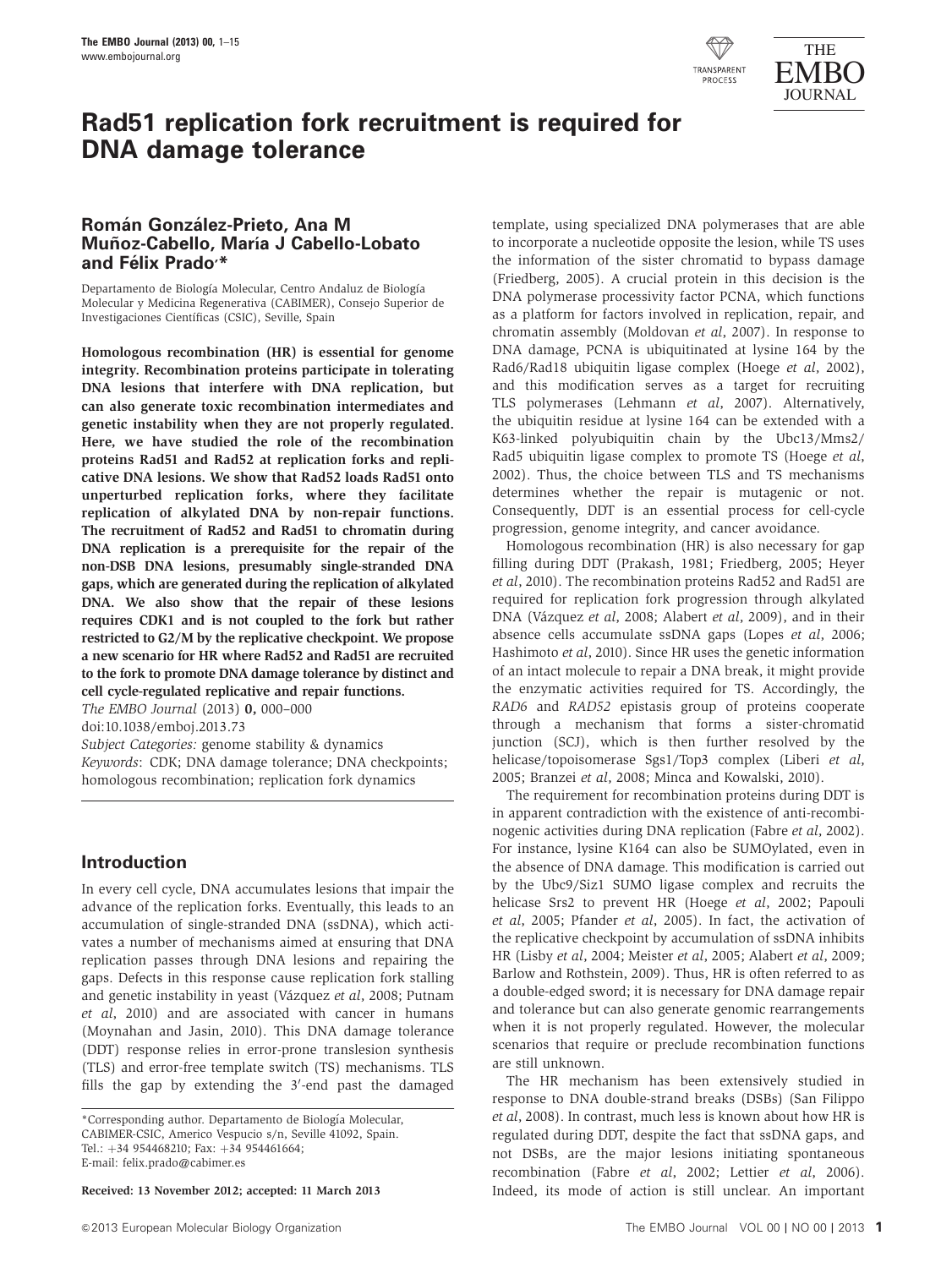# Rad51 replication fork recruitment is required for DNA damage tolerance

**Román González-Prieto, Ana M Muñoz-Cabello, María J Cabello-Lobato and Félix Prado\***

Departamento de Biología Molecular, Centro Andaluz de Biología Molecular y Medicina Regenerativa (CABIMER), Consejo Superior de Investigaciones Científicas (CSIC), Seville, Spain

**Homologous recombination (HR) is essential for genome integrity. Recombination proteins participate in tolerating DNA lesions that interfere with DNA replication, but can also generate toxic recombination intermediates and genetic instability when they are not properly regulated. Here, we have studied the role of the recombination proteins Rad51 and Rad52 at replication forks and replicative DNA lesions. We show that Rad52 loads Rad51 onto unperturbed replication forks, where they facilitate replication of alkylated DNA by non-repair functions. The recruitment of Rad52 and Rad51 to chromatin during DNA replication is a prerequisite for the repair of the non-DSB DNA lesions, presumably single-stranded DNA gaps, which are generated during the replication of alkylated DNA. We also show that the repair of these lesions requires CDK1 and is not coupled to the fork but rather restricted to G2/M by the replicative checkpoint. We propose a new scenario for HR where Rad52 and Rad51 are recruited to the fork to promote DNA damage tolerance by distinct and cell cycle-regulated replicative and repair functions.**

*The EMBO Journal* (2013) **0,** 000–000
doi:10.1038/emboj.2013.73
*Subject Categories:* genome stability & dynamics
*Keywords*: CDK; DNA damage tolerance; DNA checkpoints; homologous recombination; replication fork dynamics

## Introduction

In every cell cycle, DNA accumulates lesions that impair the advance of the replication forks. Eventually, this leads to an accumulation of single-stranded DNA (ssDNA), which activates a number of mechanisms aimed at ensuring that DNA replication passes through DNA lesions and repairing the gaps. Defects in this response cause replication fork stalling and genetic instability in yeast (Vázquez *et al*, 2008; Putnam *et al*, 2010) and are associated with cancer in humans (Moynahan and Jasin, 2010). This DNA damage tolerance (DDT) response relies in error-prone translesion synthesis (TLS) and error-free template switch (TS) mechanisms. TLS fills the gap by extending the 3′-end past the damaged template, using specialized DNA polymerases that are able to incorporate a nucleotide opposite the lesion, while TS uses the information of the sister chromatid to bypass damage (Friedberg, 2005). A crucial protein in this decision is the DNA polymerase processivity factor PCNA, which functions as a platform for factors involved in replication, repair, and chromatin assembly (Moldovan *et al*, 2007). In response to DNA damage, PCNA is ubiquitinated at lysine 164 by the Rad6/Rad18 ubiquitin ligase complex (Hoege *et al*, 2002), and this modification serves as a target for recruiting TLS polymerases (Lehmann *et al*, 2007). Alternatively, the ubiquitin residue at lysine 164 can be extended with a K63-linked polyubiquitin chain by the Ubc13/Mms2/Rad5 ubiquitin ligase complex to promote TS (Hoege *et al*, 2002). Thus, the choice between TLS and TS mechanisms determines whether the repair is mutagenic or not. Consequently, DDT is an essential process for cell-cycle progression, genome integrity, and cancer avoidance.

Homologous recombination (HR) is also necessary for gap filling during DDT (Prakash, 1981; Friedberg, 2005; Heyer *et al*, 2010). The recombination proteins Rad52 and Rad51 are required for replication fork progression through alkylated DNA (Vázquez *et al*, 2008; Alabert *et al*, 2009), and in their absence cells accumulate ssDNA gaps (Lopes *et al*, 2006; Hashimoto *et al*, 2010). Since HR uses the genetic information of an intact molecule to repair a DNA break, it might provide the enzymatic activities required for TS. Accordingly, the *RAD6* and *RAD52* epistasis group of proteins cooperate through a mechanism that forms a sister-chromatid junction (SCJ), which is then further resolved by the helicase/topoisomerase Sgs1/Top3 complex (Liberi *et al*, 2005; Branzei *et al*, 2008; Minca and Kowalski, 2010).

The requirement for recombination proteins during DDT is in apparent contradiction with the existence of anti-recombinogenic activities during DNA replication (Fabre *et al*, 2002). For instance, lysine K164 can also be SUMOylated, even in the absence of DNA damage. This modification is carried out by the Ubc9/Siz1 SUMO ligase complex and recruits the helicase Srs2 to prevent HR (Hoege *et al*, 2002; Papouli *et al*, 2005; Pfander *et al*, 2005). In fact, the activation of the replicative checkpoint by accumulation of ssDNA inhibits HR (Lisby *et al*, 2004; Meister *et al*, 2005; Alabert *et al*, 2009; Barlow and Rothstein, 2009). Thus, HR is often referred to as a double-edged sword; it is necessary for DNA damage repair and tolerance but can also generate genomic rearrangements when it is not properly regulated. However, the molecular scenarios that require or preclude recombination functions are still unknown.

The HR mechanism has been extensively studied in response to DNA double-strand breaks (DSBs) (San Filippo *et al*, 2008). In contrast, much less is known about how HR is regulated during DDT, despite the fact that ssDNA gaps, and not DSBs, are the major lesions initiating spontaneous recombination (Fabre *et al*, 2002; Lettier *et al*, 2006). Indeed, its mode of action is still unclear. An important

\*Corresponding author. Departamento de Biología Molecular, CABIMER-CSIC, Americo Vespucio s/n, Seville 41092, Spain. Tel.: +34 954468210; Fax: +34 954461664; E-mail: felix.prado@cabimer.es

**Received: 13 November 2012; accepted: 11 March 2013**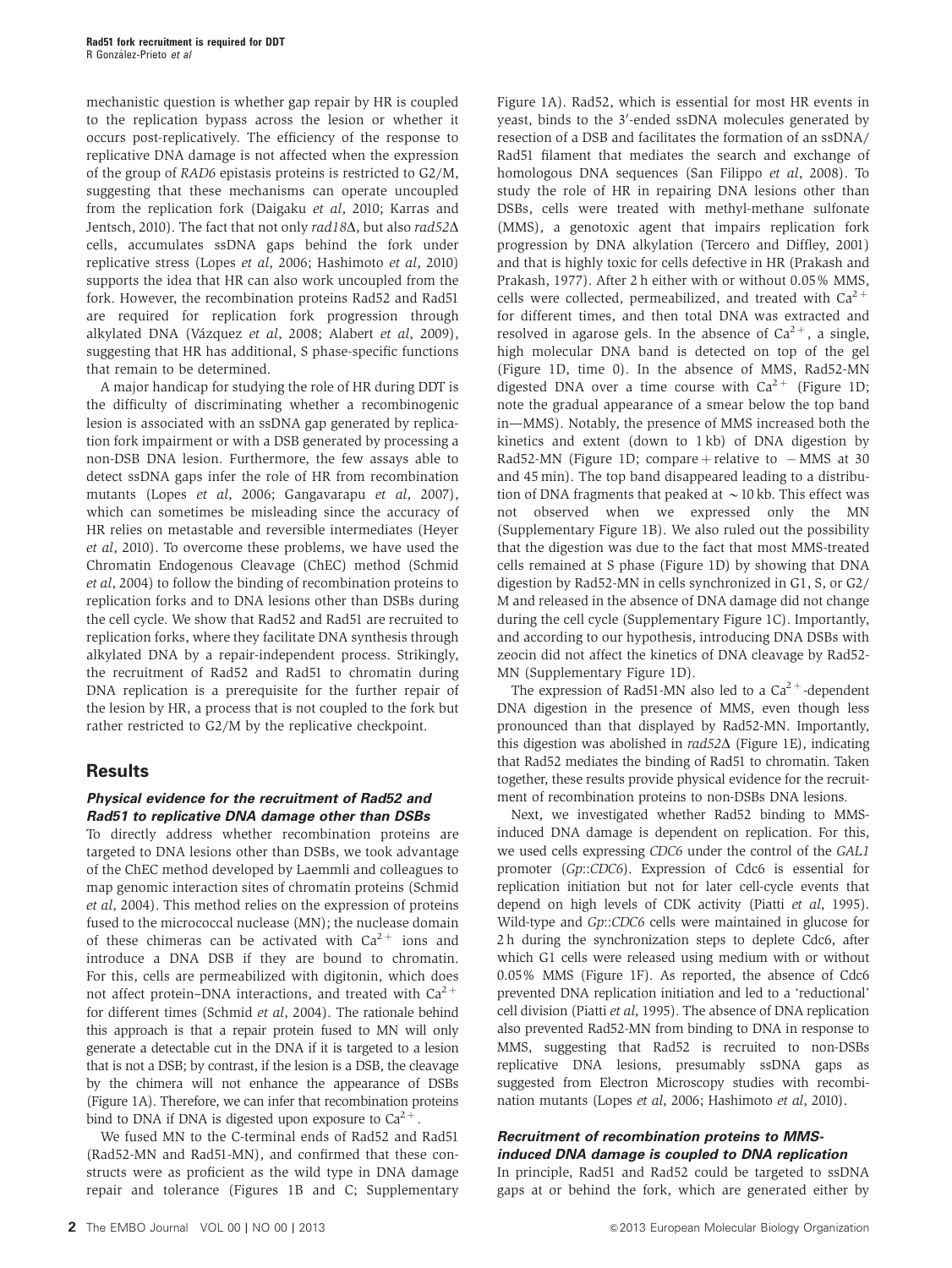mechanistic question is whether gap repair by HR is coupled to the replication bypass across the lesion or whether it occurs post-replicatively. The efficiency of the response to replicative DNA damage is not affected when the expression of the group of *RAD6* epistasis proteins is restricted to G2/M, suggesting that these mechanisms can operate uncoupled from the replication fork (Daigaku *et al*, 2010; Karras and Jentsch, 2010). The fact that not only *rad18*Δ, but also *rad52*Δ cells, accumulates ssDNA gaps behind the fork under replicative stress (Lopes *et al*, 2006; Hashimoto *et al*, 2010) supports the idea that HR can also work uncoupled from the fork. However, the recombination proteins Rad52 and Rad51 are required for replication fork progression through alkylated DNA (Vázquez *et al*, 2008; Alabert *et al*, 2009), suggesting that HR has additional, S phase-specific functions that remain to be determined.

A major handicap for studying the role of HR during DDT is the difficulty of discriminating whether a recombinogenic lesion is associated with an ssDNA gap generated by replication fork impairment or with a DSB generated by processing a non-DSB DNA lesion. Furthermore, the few assays able to detect ssDNA gaps infer the role of HR from recombination mutants (Lopes *et al*, 2006; Gangavarapu *et al*, 2007), which can sometimes be misleading since the accuracy of HR relies on metastable and reversible intermediates (Heyer *et al*, 2010). To overcome these problems, we have used the Chromatin Endogenous Cleavage (ChEC) method (Schmid *et al*, 2004) to follow the binding of recombination proteins to replication forks and to DNA lesions other than DSBs during the cell cycle. We show that Rad52 and Rad51 are recruited to replication forks, where they facilitate DNA synthesis through alkylated DNA by a repair-independent process. Strikingly, the recruitment of Rad52 and Rad51 to chromatin during DNA replication is a prerequisite for the further repair of the lesion by HR, a process that is not coupled to the fork but rather restricted to G2/M by the replicative checkpoint.

## Results

### Physical evidence for the recruitment of Rad52 and Rad51 to replicative DNA damage other than DSBs

To directly address whether recombination proteins are targeted to DNA lesions other than DSBs, we took advantage of the ChEC method developed by Laemmli and colleagues to map genomic interaction sites of chromatin proteins (Schmid *et al*, 2004). This method relies on the expression of proteins fused to the micrococcal nuclease (MN); the nuclease domain of these chimeras can be activated with $Ca^{2+}$ ions and introduce a DNA DSB if they are bound to chromatin. For this, cells are permeabilized with digitonin, which does not affect protein–DNA interactions, and treated with $Ca^{2+}$ for different times (Schmid *et al*, 2004). The rationale behind this approach is that a repair protein fused to MN will only generate a detectable cut in the DNA if it is targeted to a lesion that is not a DSB; by contrast, if the lesion is a DSB, the cleavage by the chimera will not enhance the appearance of DSBs (Figure 1A). Therefore, we can infer that recombination proteins bind to DNA if DNA is digested upon exposure to $Ca^{2+}$.

We fused MN to the C-terminal ends of Rad52 and Rad51 (Rad52-MN and Rad51-MN), and confirmed that these constructs were as proficient as the wild type in DNA damage repair and tolerance (Figures 1B and C; Supplementary Figure 1A). Rad52, which is essential for most HR events in yeast, binds to the 3′-ended ssDNA molecules generated by resection of a DSB and facilitates the formation of an ssDNA/Rad51 filament that mediates the search and exchange of homologous DNA sequences (San Filippo *et al*, 2008). To study the role of HR in repairing DNA lesions other than DSBs, cells were treated with methyl-methane sulfonate (MMS), a genotoxic agent that impairs replication fork progression by DNA alkylation (Tercero and Diffley, 2001) and that is highly toxic for cells defective in HR (Prakash and Prakash, 1977). After 2 h either with or without 0.05% MMS, cells were collected, permeabilized, and treated with $Ca^{2+}$ for different times, and then total DNA was extracted and resolved in agarose gels. In the absence of $Ca^{2+}$, a single, high molecular DNA band is detected on top of the gel (Figure 1D, time 0). In the absence of MMS, Rad52-MN digested DNA over a time course with $Ca^{2+}$ (Figure 1D; note the gradual appearance of a smear below the top band in—MMS). Notably, the presence of MMS increased both the kinetics and extent (down to 1 kb) of DNA digestion by Rad52-MN (Figure 1D; compare + relative to − MMS at 30 and 45 min). The top band disappeared leading to a distribution of DNA fragments that peaked at ~10 kb. This effect was not observed when we expressed only the MN (Supplementary Figure 1B). We also ruled out the possibility that the digestion was due to the fact that most MMS-treated cells remained at S phase (Figure 1D) by showing that DNA digestion by Rad52-MN in cells synchronized in G1, S, or G2/M and released in the absence of DNA damage did not change during the cell cycle (Supplementary Figure 1C). Importantly, and according to our hypothesis, introducing DNA DSBs with zeocin did not affect the kinetics of DNA cleavage by Rad52-MN (Supplementary Figure 1D).

The expression of Rad51-MN also led to a $Ca^{2+}$-dependent DNA digestion in the presence of MMS, even though less pronounced than that displayed by Rad52-MN. Importantly, this digestion was abolished in *rad52*Δ (Figure 1E), indicating that Rad52 mediates the binding of Rad51 to chromatin. Taken together, these results provide physical evidence for the recruitment of recombination proteins to non-DSBs DNA lesions.

Next, we investigated whether Rad52 binding to MMS-induced DNA damage is dependent on replication. For this, we used cells expressing *CDC6* under the control of the *GAL1* promoter (*Gp*::*CDC6*). Expression of Cdc6 is essential for replication initiation but not for later cell-cycle events that depend on high levels of CDK activity (Piatti *et al*, 1995). Wild-type and *Gp*::*CDC6* cells were maintained in glucose for 2 h during the synchronization steps to deplete Cdc6, after which G1 cells were released using medium with or without 0.05% MMS (Figure 1F). As reported, the absence of Cdc6 prevented DNA replication initiation and led to a 'reductional' cell division (Piatti *et al*, 1995). The absence of DNA replication also prevented Rad52-MN from binding to DNA in response to MMS, suggesting that Rad52 is recruited to non-DSBs replicative DNA lesions, presumably ssDNA gaps as suggested from Electron Microscopy studies with recombination mutants (Lopes *et al*, 2006; Hashimoto *et al*, 2010).

### Recruitment of recombination proteins to MMS-induced DNA damage is coupled to DNA replication

In principle, Rad51 and Rad52 could be targeted to ssDNA gaps at or behind the fork, which are generated either by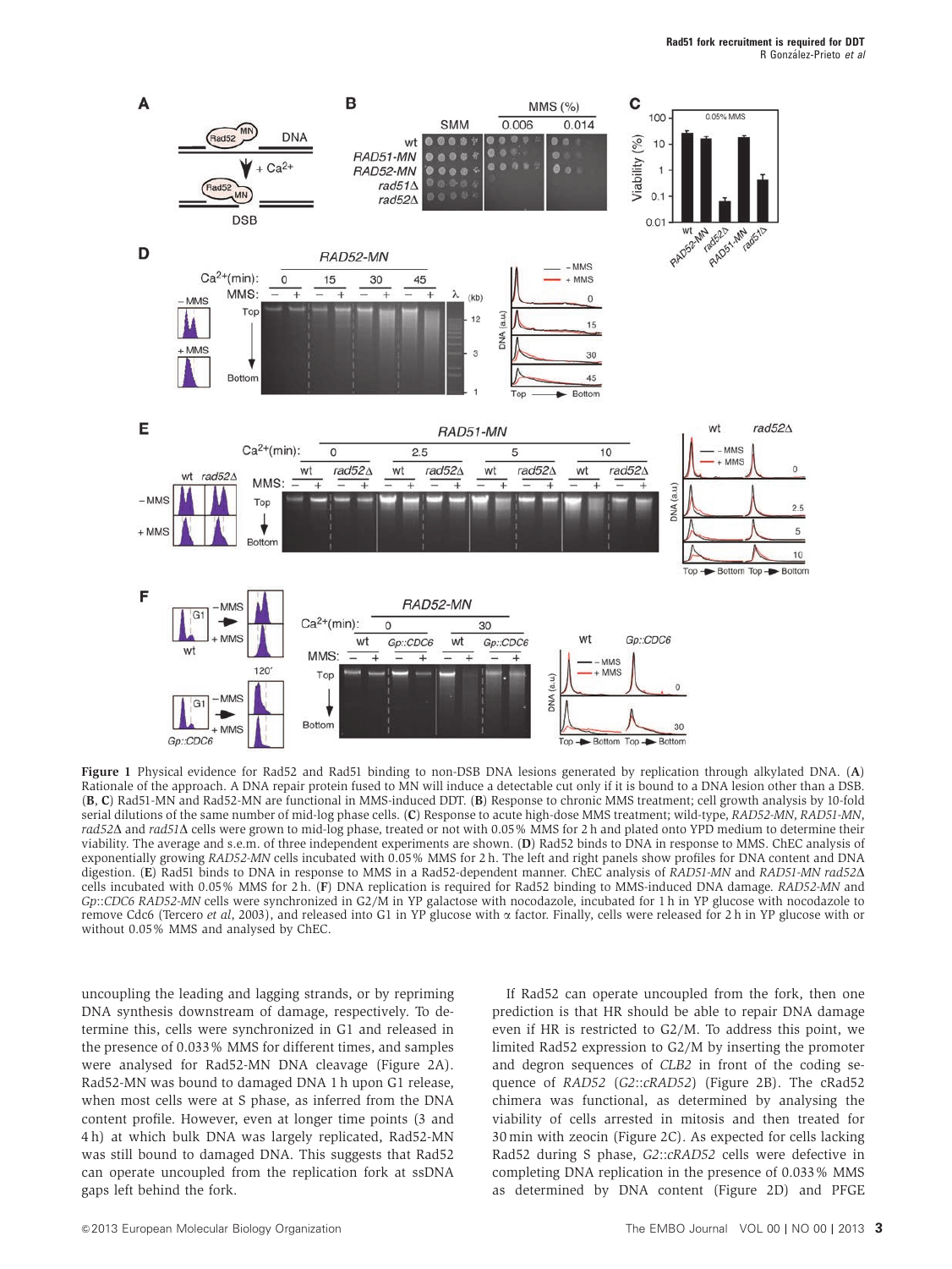A

Rad52 MN DNA

+ Ca2+

Rad52 MN

DSB

B

MMS (%)

SMM 0.006 0.014

wt
RAD51-MN
RAD52-MN
rad51Δ
rad52Δ

C

0.05% MMS

Viability (%)

100
10
1
0.1
0.01

wt RAD52-MN rad52Δ RAD51-MN rad51Δ

D

RAD52-MN

Ca2+(min): 0 15 30 45

MMS: − + − + − + − + λ (kb)

− MMS

+ MMS

Top

Bottom

12
3
1

− MMS
+ MMS

DNA (a.u)

0
15
30
45

Top → Bottom

E

RAD51-MN

Ca2+(min): 0 2.5 5 10

wt rad52Δ wt rad52Δ wt rad52Δ wt rad52Δ

MMS: − + − + − + − + − + − + − + − +

wt rad52Δ

− MMS

+ MMS

Top

Bottom

wt rad52Δ

− MMS
+ MMS

DNA (a.u)

0
2.5
5
10

Top → Bottom Top → Bottom

F

G1

− MMS

+ MMS

wt

120'

G1

− MMS

+ MMS

Gp::CDC6

RAD52-MN

Ca2+(min): 0 30

wt Gp::CDC6 wt Gp::CDC6

MMS: − + − + − + − +

Top

Bottom

wt Gp::CDC6

− MMS
+ MMS

DNA (a.u)

0
30

Top → Bottom Top → Bottom

**Figure 1** Physical evidence for Rad52 and Rad51 binding to non-DSB DNA lesions generated by replication through alkylated DNA. (**A**) Rationale of the approach. A DNA repair protein fused to MN will induce a detectable cut only if it is bound to a DNA lesion other than a DSB. (**B**, **C**) Rad51-MN and Rad52-MN are functional in MMS-induced DDT. (**B**) Response to chronic MMS treatment; cell growth analysis by 10-fold serial dilutions of the same number of mid-log phase cells. (**C**) Response to acute high-dose MMS treatment; wild-type, *RAD52-MN*, *RAD51-MN*, *rad52*Δ and *rad51*Δ cells were grown to mid-log phase, treated or not with 0.05% MMS for 2 h and plated onto YPD medium to determine their viability. The average and s.e.m. of three independent experiments are shown. (**D**) Rad52 binds to DNA in response to MMS. ChEC analysis of exponentially growing *RAD52-MN* cells incubated with 0.05% MMS for 2 h. The left and right panels show profiles for DNA content and DNA digestion. (**E**) Rad51 binds to DNA in response to MMS in a Rad52-dependent manner. ChEC analysis of *RAD51-MN* and *RAD51-MN rad52*Δ cells incubated with 0.05% MMS for 2 h. (**F**) DNA replication is required for Rad52 binding to MMS-induced DNA damage. *RAD52-MN* and *Gp::CDC6 RAD52-MN* cells were synchronized in G2/M in YP galactose with nocodazole, incubated for 1 h in YP glucose with nocodazole to remove Cdc6 (Tercero *et al*, 2003), and released into G1 in YP glucose with α factor. Finally, cells were released for 2 h in YP glucose with or without 0.05% MMS and analysed by ChEC.

uncoupling the leading and lagging strands, or by repriming DNA synthesis downstream of damage, respectively. To determine this, cells were synchronized in G1 and released in the presence of 0.033% MMS for different times, and samples were analysed for Rad52-MN DNA cleavage (Figure 2A). Rad52-MN was bound to damaged DNA 1 h upon G1 release, when most cells were at S phase, as inferred from the DNA content profile. However, even at longer time points (3 and 4 h) at which bulk DNA was largely replicated, Rad52-MN was still bound to damaged DNA. This suggests that Rad52 can operate uncoupled from the replication fork at ssDNA gaps left behind the fork.

If Rad52 can operate uncoupled from the fork, then one prediction is that HR should be able to repair DNA damage even if HR is restricted to G2/M. To address this point, we limited Rad52 expression to G2/M by inserting the promoter and degron sequences of *CLB2* in front of the coding sequence of *RAD52* (*G2::cRAD52*) (Figure 2B). The cRad52 chimera was functional, as determined by analysing the viability of cells arrested in mitosis and then treated for 30 min with zeocin (Figure 2C). As expected for cells lacking Rad52 during S phase, *G2::cRAD52* cells were defective in completing DNA replication in the presence of 0.033% MMS as determined by DNA content (Figure 2D) and PFGE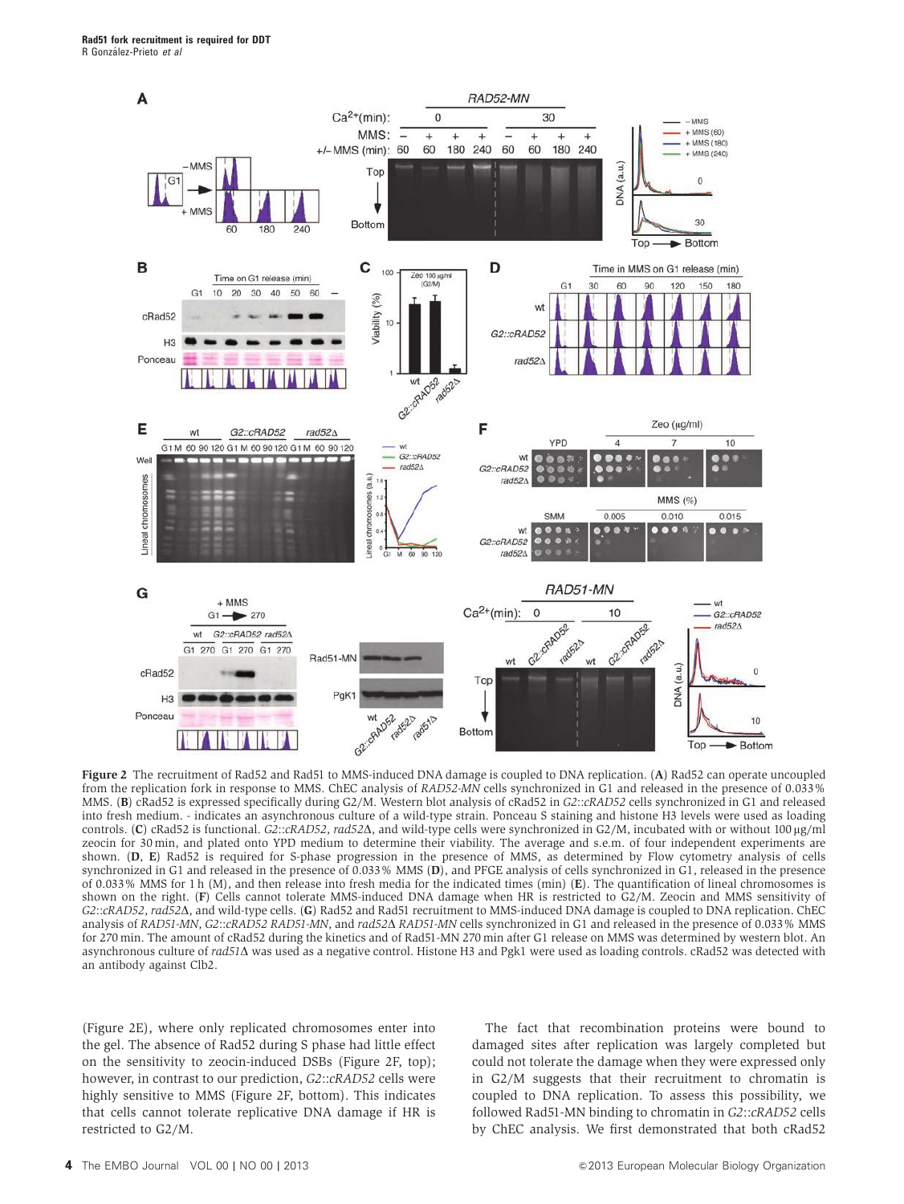**Figure 2** The recruitment of Rad52 and Rad51 to MMS-induced DNA damage is coupled to DNA replication. (**A**) Rad52 can operate uncoupled from the replication fork in response to MMS. ChEC analysis of *RAD52-MN* cells synchronized in G1 and released in the presence of 0.033% MMS. (**B**) cRad52 is expressed specifically during G2/M. Western blot analysis of cRad52 in *G2::cRAD52* cells synchronized in G1 and released into fresh medium. - indicates an asynchronous culture of a wild-type strain. Ponceau S staining and histone H3 levels were used as loading controls. (**C**) cRad52 is functional. *G2::cRAD52*, *rad52Δ*, and wild-type cells were synchronized in G2/M, incubated with or without 100 μg/ml zeocin for 30 min, and plated onto YPD medium to determine their viability. The average and s.e.m. of four independent experiments are shown. (**D**, **E**) Rad52 is required for S-phase progression in the presence of MMS, as determined by Flow cytometry analysis of cells synchronized in G1 and released in the presence of 0.033% MMS (**D**), and PFGE analysis of cells synchronized in G1, released in the presence of 0.033% MMS for 1 h (M), and then release into fresh media for the indicated times (min) (**E**). The quantification of lineal chromosomes is shown on the right. (**F**) Cells cannot tolerate MMS-induced DNA damage when HR is restricted to G2/M. Zeocin and MMS sensitivity of *G2::cRAD52*, *rad52Δ*, and wild-type cells. (**G**) Rad52 and Rad51 recruitment to MMS-induced DNA damage is coupled to DNA replication. ChEC analysis of *RAD51-MN*, *G2::cRAD52 RAD51-MN*, and *rad52Δ RAD51-MN* cells synchronized in G1 and released in the presence of 0.033% MMS for 270 min. The amount of cRad52 during the kinetics and of Rad51-MN 270 min after G1 release on MMS was determined by western blot. An asynchronous culture of *rad51Δ* was used as a negative control. Histone H3 and Pgk1 were used as loading controls. cRad52 was detected with an antibody against Clb2.

(Figure 2E), where only replicated chromosomes enter into the gel. The absence of Rad52 during S phase had little effect on the sensitivity to zeocin-induced DSBs (Figure 2F, top); however, in contrast to our prediction, *G2::cRAD52* cells were highly sensitive to MMS (Figure 2F, bottom). This indicates that cells cannot tolerate replicative DNA damage if HR is restricted to G2/M.

The fact that recombination proteins were bound to damaged sites after replication was largely completed but could not tolerate the damage when they were expressed only in G2/M suggests that their recruitment to chromatin is coupled to DNA replication. To assess this possibility, we followed Rad51-MN binding to chromatin in *G2::cRAD52* cells by ChEC analysis. We first demonstrated that both cRad52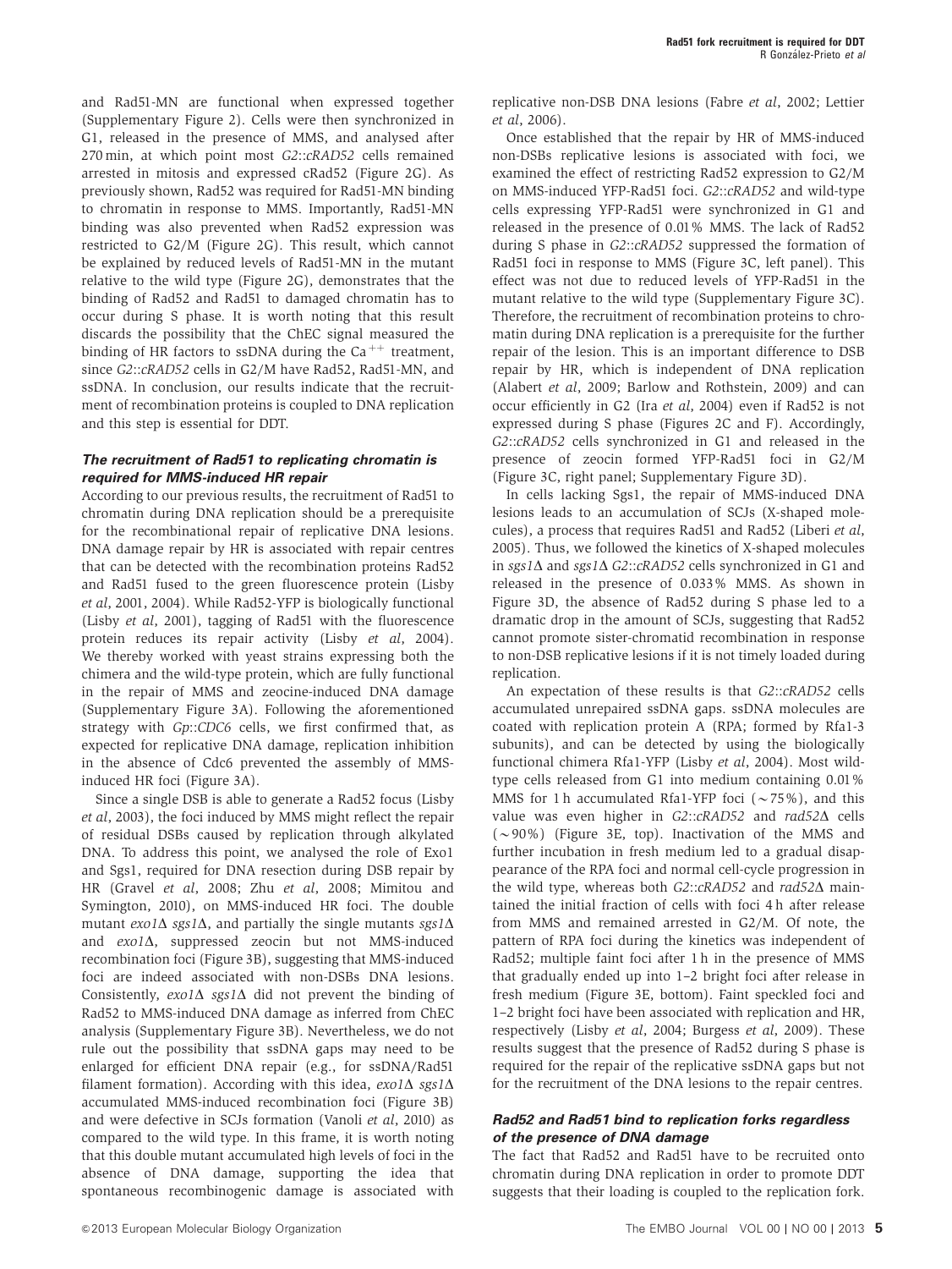and Rad51-MN are functional when expressed together (Supplementary Figure 2). Cells were then synchronized in G1, released in the presence of MMS, and analysed after 270 min, at which point most *G2::cRAD52* cells remained arrested in mitosis and expressed cRad52 (Figure 2G). As previously shown, Rad52 was required for Rad51-MN binding to chromatin in response to MMS. Importantly, Rad51-MN binding was also prevented when Rad52 expression was restricted to G2/M (Figure 2G). This result, which cannot be explained by reduced levels of Rad51-MN in the mutant relative to the wild type (Figure 2G), demonstrates that the binding of Rad52 and Rad51 to damaged chromatin has to occur during S phase. It is worth noting that this result discards the possibility that the ChEC signal measured the binding of HR factors to ssDNA during the $Ca^{++}$ treatment, since *G2::cRAD52* cells in G2/M have Rad52, Rad51-MN, and ssDNA. In conclusion, our results indicate that the recruitment of recombination proteins is coupled to DNA replication and this step is essential for DDT.

### *The recruitment of Rad51 to replicating chromatin is required for MMS-induced HR repair*

According to our previous results, the recruitment of Rad51 to chromatin during DNA replication should be a prerequisite for the recombinational repair of replicative DNA lesions. DNA damage repair by HR is associated with repair centres that can be detected with the recombination proteins Rad52 and Rad51 fused to the green fluorescence protein (Lisby *et al*, 2001, 2004). While Rad52-YFP is biologically functional (Lisby *et al*, 2001), tagging of Rad51 with the fluorescence protein reduces its repair activity (Lisby *et al*, 2004). We thereby worked with yeast strains expressing both the chimera and the wild-type protein, which are fully functional in the repair of MMS and zeocine-induced DNA damage (Supplementary Figure 3A). Following the aforementioned strategy with *Gp::CDC6* cells, we first confirmed that, as expected for replicative DNA damage, replication inhibition in the absence of Cdc6 prevented the assembly of MMS-induced HR foci (Figure 3A).

Since a single DSB is able to generate a Rad52 focus (Lisby *et al*, 2003), the foci induced by MMS might reflect the repair of residual DSBs caused by replication through alkylated DNA. To address this point, we analysed the role of Exo1 and Sgs1, required for DNA resection during DSB repair by HR (Gravel *et al*, 2008; Zhu *et al*, 2008; Mimitou and Symington, 2010), on MMS-induced HR foci. The double mutant *exo1Δ sgs1Δ*, and partially the single mutants *sgs1Δ* and *exo1Δ*, suppressed zeocin but not MMS-induced recombination foci (Figure 3B), suggesting that MMS-induced foci are indeed associated with non-DSBs DNA lesions. Consistently, *exo1Δ sgs1Δ* did not prevent the binding of Rad52 to MMS-induced DNA damage as inferred from ChEC analysis (Supplementary Figure 3B). Nevertheless, we do not rule out the possibility that ssDNA gaps may need to be enlarged for efficient DNA repair (e.g., for ssDNA/Rad51 filament formation). According with this idea, *exo1Δ sgs1Δ* accumulated MMS-induced recombination foci (Figure 3B) and were defective in SCJs formation (Vanoli *et al*, 2010) as compared to the wild type. In this frame, it is worth noting that this double mutant accumulated high levels of foci in the absence of DNA damage, supporting the idea that spontaneous recombinogenic damage is associated with replicative non-DSB DNA lesions (Fabre *et al*, 2002; Lettier *et al*, 2006).

Once established that the repair by HR of MMS-induced non-DSBs replicative lesions is associated with foci, we examined the effect of restricting Rad52 expression to G2/M on MMS-induced YFP-Rad51 foci. *G2::cRAD52* and wild-type cells expressing YFP-Rad51 were synchronized in G1 and released in the presence of 0.01% MMS. The lack of Rad52 during S phase in *G2::cRAD52* suppressed the formation of Rad51 foci in response to MMS (Figure 3C, left panel). This effect was not due to reduced levels of YFP-Rad51 in the mutant relative to the wild type (Supplementary Figure 3C). Therefore, the recruitment of recombination proteins to chromatin during DNA replication is a prerequisite for the further repair of the lesion. This is an important difference to DSB repair by HR, which is independent of DNA replication (Alabert *et al*, 2009; Barlow and Rothstein, 2009) and can occur efficiently in G2 (Ira *et al*, 2004) even if Rad52 is not expressed during S phase (Figures 2C and F). Accordingly, *G2::cRAD52* cells synchronized in G1 and released in the presence of zeocin formed YFP-Rad51 foci in G2/M (Figure 3C, right panel; Supplementary Figure 3D).

In cells lacking Sgs1, the repair of MMS-induced DNA lesions leads to an accumulation of SCJs (X-shaped molecules), a process that requires Rad51 and Rad52 (Liberi *et al*, 2005). Thus, we followed the kinetics of X-shaped molecules in *sgs1Δ* and *sgs1Δ G2::cRAD52* cells synchronized in G1 and released in the presence of 0.033% MMS. As shown in Figure 3D, the absence of Rad52 during S phase led to a dramatic drop in the amount of SCJs, suggesting that Rad52 cannot promote sister-chromatid recombination in response to non-DSB replicative lesions if it is not timely loaded during replication.

An expectation of these results is that *G2::cRAD52* cells accumulated unrepaired ssDNA gaps. ssDNA molecules are coated with replication protein A (RPA; formed by Rfa1-3 subunits), and can be detected by using the biologically functional chimera Rfa1-YFP (Lisby *et al*, 2004). Most wild-type cells released from G1 into medium containing 0.01% MMS for 1 h accumulated Rfa1-YFP foci ($\sim$75%), and this value was even higher in *G2::cRAD52* and *rad52Δ* cells ($\sim$90%) (Figure 3E, top). Inactivation of the MMS and further incubation in fresh medium led to a gradual disappearance of the RPA foci and normal cell-cycle progression in the wild type, whereas both *G2::cRAD52* and *rad52Δ* maintained the initial fraction of cells with foci 4 h after release from MMS and remained arrested in G2/M. Of note, the pattern of RPA foci during the kinetics was independent of Rad52; multiple faint foci after 1 h in the presence of MMS that gradually ended up into 1–2 bright foci after release in fresh medium (Figure 3E, bottom). Faint speckled foci and 1–2 bright foci have been associated with replication and HR, respectively (Lisby *et al*, 2004; Burgess *et al*, 2009). These results suggest that the presence of Rad52 during S phase is required for the repair of the replicative ssDNA gaps but not for the recruitment of the DNA lesions to the repair centres.

### *Rad52 and Rad51 bind to replication forks regardless of the presence of DNA damage*

The fact that Rad52 and Rad51 have to be recruited onto chromatin during DNA replication in order to promote DDT suggests that their loading is coupled to the replication fork.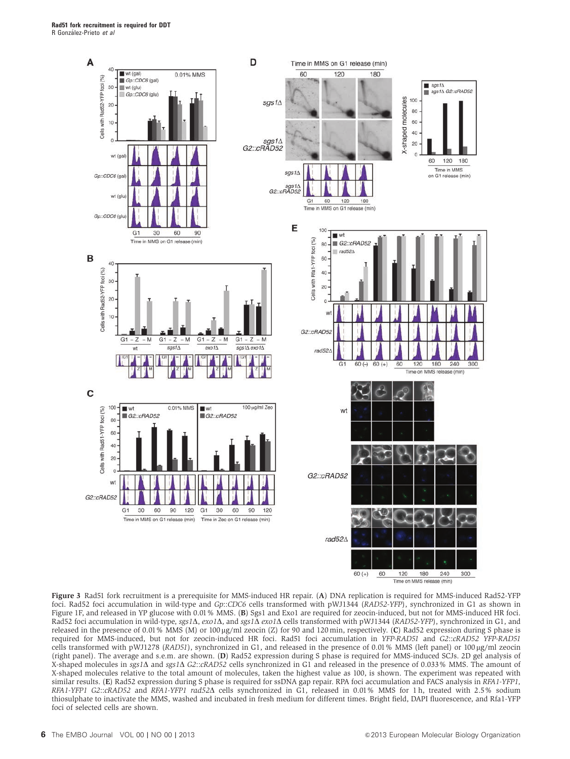A

0.01% MMS

wt (gal)
Gp::CDC6 (gal)
wt (glu)
Gp::CDC6 (glu)

Cells with Rad52-YFP foci (%)

G1 30 60 90

Time in MMS on G1 release (min)

B

Cells with Rad52-YFP foci (%)

G1 – Z – M G1 – Z – M G1 – Z – M G1 – Z – M

wt sgs1Δ exo1Δ sgs1Δ exo1Δ

C

0.01% MMS 100 μg/ml Zeo

wt
G2::cRAD52

Cells with Rad51-YFP foci (%)

G1 30 60 90 120 G1 30 60 90 120

Time in MMS on G1 release (min) Time in Zeo on G1 release (min)

D

Time in MMS on G1 release (min)

60 120 180

sgs1Δ

sgs1Δ G2::cRAD52

X-shaped molecules

sgs1Δ
sgs1Δ G2::cRAD52

60 120 180

Time in MMS on G1 release (min)

G1 60 120 180

Time in MMS on G1 release (min)

E

wt
G2::cRAD52
rad52Δ

Cells with Rfa1-YFP foci (%)

G1 60 (–) 60 (+) 60 120 180 240 300

Time on MMS release (min)

wt

G2::cRAD52

rad52Δ

60 (+) 60 120 180 240 300

Time on MMS release (min)

**Figure 3** Rad51 fork recruitment is a prerequisite for MMS-induced HR repair. (**A**) DNA replication is required for MMS-induced Rad52-YFP foci. Rad52 foci accumulation in wild-type and *Gp::CDC6* cells transformed with pWJ1344 (*RAD52-YFP*), synchronized in G1 as shown in Figure 1F, and released in YP glucose with 0.01% MMS. (**B**) Sgs1 and Exo1 are required for zeocin-induced, but not for MMS-induced HR foci. Rad52 foci accumulation in wild-type, *sgs1Δ*, *exo1Δ*, and *sgs1Δ exo1Δ* cells transformed with pWJ1344 (*RAD52-YFP*), synchronized in G1, and released in the presence of 0.01% MMS (M) or 100 μg/ml zeocin (Z) for 90 and 120 min, respectively. (**C**) Rad52 expression during S phase is required for MMS-induced, but not for zeocin-induced HR foci. Rad51 foci accumulation in *YFP-RAD51* and *G2::cRAD52 YFP-RAD51* cells transformed with pWJ1278 (*RAD51*), synchronized in G1, and released in the presence of 0.01% MMS (left panel) or 100 μg/ml zeocin (right panel). The average and s.e.m. are shown. (**D**) Rad52 expression during S phase is required for MMS-induced SCJs. 2D gel analysis of X-shaped molecules in *sgs1Δ* and *sgs1Δ G2::cRAD52* cells synchronized in G1 and released in the presence of 0.033% MMS. The amount of X-shaped molecules relative to the total amount of molecules, taken the highest value as 100, is shown. The experiment was repeated with similar results. (**E**) Rad52 expression during S phase is required for ssDNA gap repair. RPA foci accumulation and FACS analysis in *RFA1-YFP1*, *RFA1-YFP1 G2::cRAD52* and *RFA1-YFP1 rad52Δ* cells synchronized in G1, released in 0.01% MMS for 1 h, treated with 2.5% sodium thiosulphate to inactivate the MMS, washed and incubated in fresh medium for different times. Bright field, DAPI fluorescence, and Rfa1-YFP foci of selected cells are shown.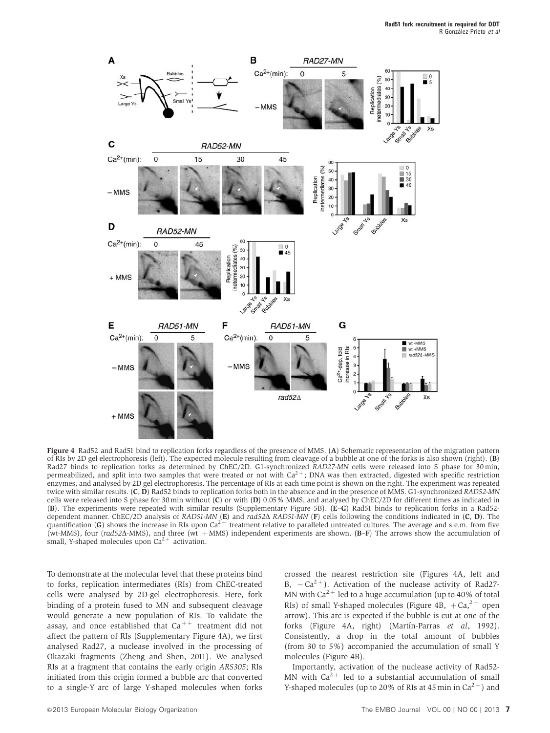A

Xs

Large Ys

Bubbles

Small Ys

B

RAD27-MN

$Ca^{2+}$(min): 0 5

−MMS

Replication intermediates (%)

0
5

Large Ys, Small Ys, Bubbles, Xs

C

RAD52-MN

$Ca^{2+}$(min): 0 15 30 45

−MMS

Replication intermediates (%)

0
15
30
45

Large Ys, Small Ys, Bubbles, Xs

D

RAD52-MN

$Ca^{2+}$(min): 0 45

+MMS

Replication intermediates (%)

0
45

Large Ys, Small Ys, Bubbles, Xs

E

RAD51-MN

$Ca^{2+}$(min): 0 5

−MMS

+MMS

F

RAD51-MN

$Ca^{2+}$(min): 0 5

−MMS

rad52Δ

G

$Ca^{2+}$-dep. fold increase in RIs

wt -MMS
wt +MMS
rad52Δ -MMS

Large Ys, Small Ys, Bubbles, Xs

**Figure 4** Rad52 and Rad51 bind to replication forks regardless of the presence of MMS. (**A**) Schematic representation of the migration pattern of RIs by 2D gel electrophoresis (left). The expected molecule resulting from cleavage of a bubble at one of the forks is also shown (right). (**B**) Rad27 binds to replication forks as determined by ChEC/2D. G1-synchronized *RAD27-MN* cells were released into S phase for 30 min, permeabilized, and split into two samples that were treated or not with $Ca^{2+}$; DNA was then extracted, digested with specific restriction enzymes, and analysed by 2D gel electrophoresis. The percentage of RIs at each time point is shown on the right. The experiment was repeated twice with similar results. (**C**, **D**) Rad52 binds to replication forks both in the absence and in the presence of MMS. G1-synchronized *RAD52-MN* cells were released into S phase for 30 min without (**C**) or with (**D**) 0.05% MMS, and analysed by ChEC/2D for different times as indicated in (**B**). The experiments were repeated with similar results (Supplementary Figure 5B). (**E**–**G**) Rad51 binds to replication forks in a Rad52-dependent manner. ChEC/2D analysis of *RAD51-MN* (**E**) and *rad52Δ RAD51-MN* (**F**) cells following the conditions indicated in (**C**, **D**). The quantification (**G**) shows the increase in RIs upon $Ca^{2+}$ treatment relative to paralleled untreated cultures. The average and s.e.m. from five (wt-MMS), four (*rad52Δ*-MMS), and three (wt +MMS) independent experiments are shown. (**B**–**F**) The arrows show the accumulation of small, Y-shaped molecules upon $Ca^{2+}$ activation.

To demonstrate at the molecular level that these proteins bind to forks, replication intermediates (RIs) from ChEC-treated cells were analysed by 2D-gel electrophoresis. Here, fork binding of a protein fused to MN and subsequent cleavage would generate a new population of RIs. To validate the assay, and once established that $Ca^{++}$ treatment did not affect the pattern of RIs (Supplementary Figure 4A), we first analysed Rad27, a nuclease involved in the processing of Okazaki fragments (Zheng and Shen, 2011). We analysed RIs at a fragment that contains the early origin *ARS305*; RIs initiated from this origin formed a bubble arc that converted to a single-Y arc of large Y-shaped molecules when forks crossed the nearest restriction site (Figures 4A, left and B, $-Ca^{2+}$). Activation of the nuclease activity of Rad27-MN with $Ca^{2+}$ led to a huge accumulation (up to 40% of total RIs) of small Y-shaped molecules (Figure 4B, $+Ca^{2+}$ open arrow). This arc is expected if the bubble is cut at one of the forks (Figure 4A, right) (Martín-Parras *et al*, 1992). Consistently, a drop in the total amount of bubbles (from 30 to 5%) accompanied the accumulation of small Y molecules (Figure 4B).

Importantly, activation of the nuclease activity of Rad52-MN with $Ca^{2+}$ led to a substantial accumulation of small Y-shaped molecules (up to 20% of RIs at 45 min in $Ca^{2+}$) and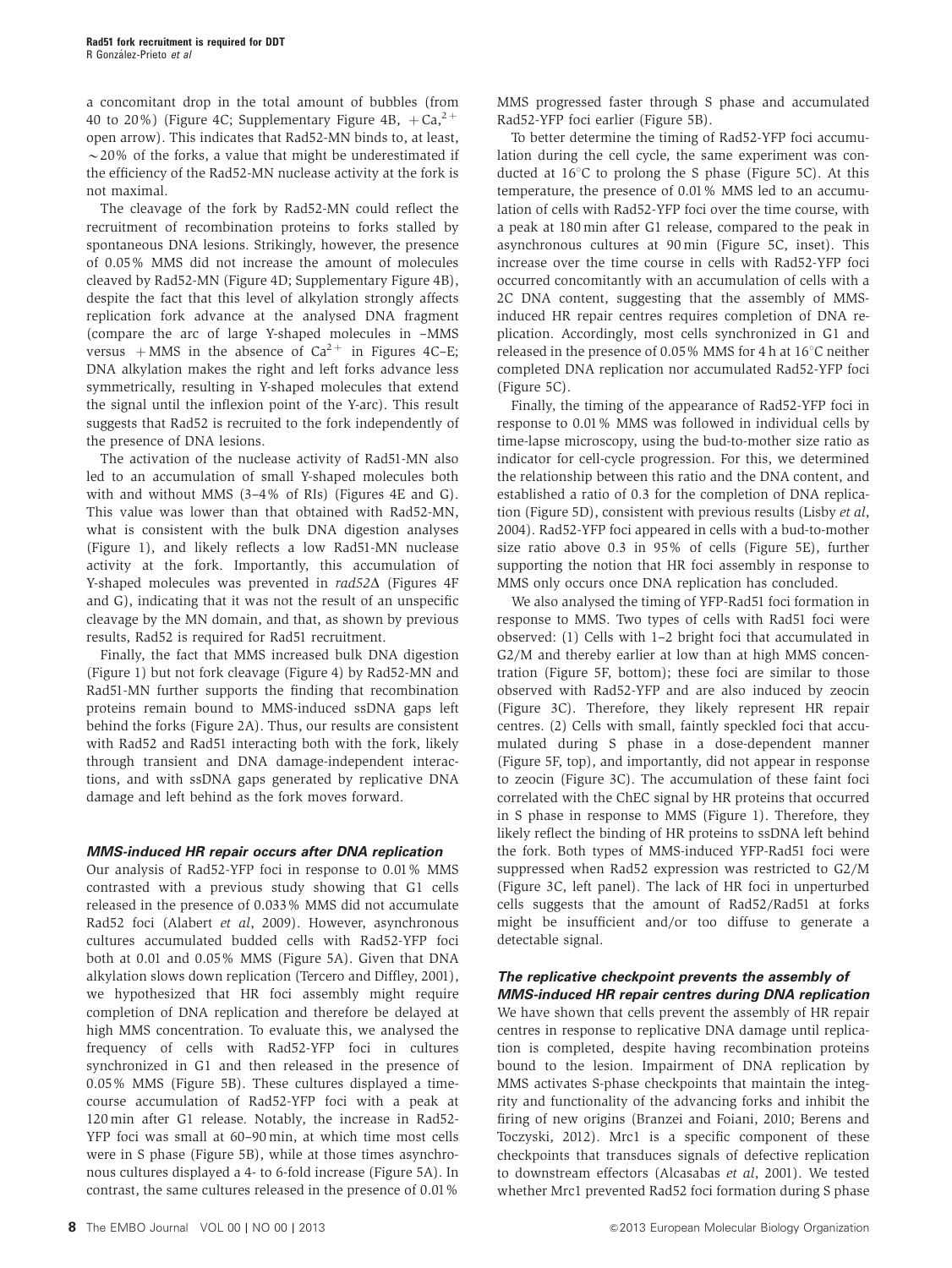a concomitant drop in the total amount of bubbles (from 40 to 20%) (Figure 4C; Supplementary Figure 4B, $+Ca^{2+}$ open arrow). This indicates that Rad52-MN binds to, at least, ~20% of the forks, a value that might be underestimated if the efficiency of the Rad52-MN nuclease activity at the fork is not maximal.

The cleavage of the fork by Rad52-MN could reflect the recruitment of recombination proteins to forks stalled by spontaneous DNA lesions. Strikingly, however, the presence of 0.05% MMS did not increase the amount of molecules cleaved by Rad52-MN (Figure 4D; Supplementary Figure 4B), despite the fact that this level of alkylation strongly affects replication fork advance at the analysed DNA fragment (compare the arc of large Y-shaped molecules in –MMS versus +MMS in the absence of $Ca^{2+}$ in Figures 4C–E; DNA alkylation makes the right and left forks advance less symmetrically, resulting in Y-shaped molecules that extend the signal until the inflexion point of the Y-arc). This result suggests that Rad52 is recruited to the fork independently of the presence of DNA lesions.

The activation of the nuclease activity of Rad51-MN also led to an accumulation of small Y-shaped molecules both with and without MMS (3–4% of RIs) (Figures 4E and G). This value was lower than that obtained with Rad52-MN, what is consistent with the bulk DNA digestion analyses (Figure 1), and likely reflects a low Rad51-MN nuclease activity at the fork. Importantly, this accumulation of Y-shaped molecules was prevented in *rad52Δ* (Figures 4F and G), indicating that it was not the result of an unspecific cleavage by the MN domain, and that, as shown by previous results, Rad52 is required for Rad51 recruitment.

Finally, the fact that MMS increased bulk DNA digestion (Figure 1) but not fork cleavage (Figure 4) by Rad52-MN and Rad51-MN further supports the finding that recombination proteins remain bound to MMS-induced ssDNA gaps left behind the forks (Figure 2A). Thus, our results are consistent with Rad52 and Rad51 interacting both with the fork, likely through transient and DNA damage-independent interactions, and with ssDNA gaps generated by replicative DNA damage and left behind as the fork moves forward.

### MMS-induced HR repair occurs after DNA replication

Our analysis of Rad52-YFP foci in response to 0.01% MMS contrasted with a previous study showing that G1 cells released in the presence of 0.033% MMS did not accumulate Rad52 foci (Alabert *et al*, 2009). However, asynchronous cultures accumulated budded cells with Rad52-YFP foci both at 0.01 and 0.05% MMS (Figure 5A). Given that DNA alkylation slows down replication (Tercero and Diffley, 2001), we hypothesized that HR foci assembly might require completion of DNA replication and therefore be delayed at high MMS concentration. To evaluate this, we analysed the frequency of cells with Rad52-YFP foci in cultures synchronized in G1 and then released in the presence of 0.05% MMS (Figure 5B). These cultures displayed a time-course accumulation of Rad52-YFP foci with a peak at 120 min after G1 release. Notably, the increase in Rad52-YFP foci was small at 60–90 min, at which time most cells were in S phase (Figure 5B), while at those times asynchronous cultures displayed a 4- to 6-fold increase (Figure 5A). In contrast, the same cultures released in the presence of 0.01% MMS progressed faster through S phase and accumulated Rad52-YFP foci earlier (Figure 5B).

To better determine the timing of Rad52-YFP foci accumulation during the cell cycle, the same experiment was conducted at 16°C to prolong the S phase (Figure 5C). At this temperature, the presence of 0.01% MMS led to an accumulation of cells with Rad52-YFP foci over the time course, with a peak at 180 min after G1 release, compared to the peak in asynchronous cultures at 90 min (Figure 5C, inset). This increase over the time course in cells with Rad52-YFP foci occurred concomitantly with an accumulation of cells with a 2C DNA content, suggesting that the assembly of MMS-induced HR repair centres requires completion of DNA replication. Accordingly, most cells synchronized in G1 and released in the presence of 0.05% MMS for 4 h at 16°C neither completed DNA replication nor accumulated Rad52-YFP foci (Figure 5C).

Finally, the timing of the appearance of Rad52-YFP foci in response to 0.01% MMS was followed in individual cells by time-lapse microscopy, using the bud-to-mother size ratio as indicator for cell-cycle progression. For this, we determined the relationship between this ratio and the DNA content, and established a ratio of 0.3 for the completion of DNA replication (Figure 5D), consistent with previous results (Lisby *et al*, 2004). Rad52-YFP foci appeared in cells with a bud-to-mother size ratio above 0.3 in 95% of cells (Figure 5E), further supporting the notion that HR foci assembly in response to MMS only occurs once DNA replication has concluded.

We also analysed the timing of YFP-Rad51 foci formation in response to MMS. Two types of cells with Rad51 foci were observed: (1) Cells with 1–2 bright foci that accumulated in G2/M and thereby earlier at low than at high MMS concentration (Figure 5F, bottom); these foci are similar to those observed with Rad52-YFP and are also induced by zeocin (Figure 3C). Therefore, they likely represent HR repair centres. (2) Cells with small, faintly speckled foci that accumulated during S phase in a dose-dependent manner (Figure 5F, top), and importantly, did not appear in response to zeocin (Figure 3C). The accumulation of these faint foci correlated with the ChEC signal by HR proteins that occurred in S phase in response to MMS (Figure 1). Therefore, they likely reflect the binding of HR proteins to ssDNA left behind the fork. Both types of MMS-induced YFP-Rad51 foci were suppressed when Rad52 expression was restricted to G2/M (Figure 3C, left panel). The lack of HR foci in unperturbed cells suggests that the amount of Rad52/Rad51 at forks might be insufficient and/or too diffuse to generate a detectable signal.

### The replicative checkpoint prevents the assembly of MMS-induced HR repair centres during DNA replication

We have shown that cells prevent the assembly of HR repair centres in response to replicative DNA damage until replication is completed, despite having recombination proteins bound to the lesion. Impairment of DNA replication by MMS activates S-phase checkpoints that maintain the integrity and functionality of the advancing forks and inhibit the firing of new origins (Branzei and Foiani, 2010; Berens and Toczyski, 2012). Mrc1 is a specific component of these checkpoints that transduces signals of defective replication to downstream effectors (Alcasabas *et al*, 2001). We tested whether Mrc1 prevented Rad52 foci formation during S phase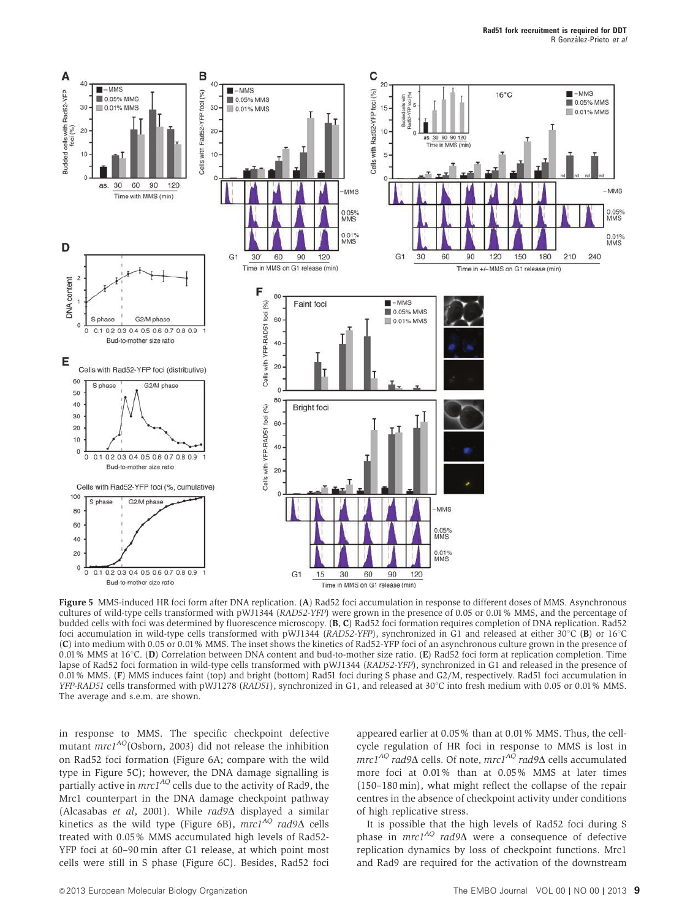A
Budded cells with Rad52-YFP foci (%)
40
30
20
10
0
–MMS
0.05% MMS
0.01% MMS
as. 30 60 90 120
Time with MMS (min)

B
Cells with Rad52-YFP foci (%)
40
30
20
10
0
–MMS
0.05% MMS
0.01% MMS
–MMS
0.05% MMS
0.01% MMS
G1 30′ 60 90 120
Time in MMS on G1 release (min)

C
Cells with Rad52-YFP foci (%)
20
15
10
5
0
16°C
–MMS
0.05% MMS
0.01% MMS
Budded cells with Rad52-YFP foci (%)
as. 30 60 90 120
Time in MMS (min)
nd nd nd nd nd
–MMS
0.05% MMS
0.01% MMS
G1 30 60 90 120 150 180 210 240
Time in +/– MMS on G1 release (min)

D
DNA content
2
1
0
S phase
G2/M phase
0 0.1 0.2 0.3 0.4 0.5 0.6 0.7 0.8 0.9 1
Bud-to-mother size ratio

E
Cells with Rad52-YFP foci (distributive)
60
50
40
30
20
10
0
S phase
G2/M phase
0 0.1 0.2 0.3 0.4 0.5 0.6 0.7 0.8 0.9 1
Bud-to-mother size ratio

Cells with Rad52-YFP foci (%, cumulative)
100
80
60
40
20
0
S phase
G2/M phase
0 0.1 0.2 0.3 0.4 0.5 0.6 0.7 0.8 0.9 1
Bud-to-mother size ratio

F
Faint foci
Cells with YFP-RAD51 foci (%)
80
60
40
20
0
–MMS
0.05% MMS
0.01% MMS

Bright foci
Cells with YFP-RAD51 foci (%)
80
60
40
20
0
–MMS
0.05% MMS
0.01% MMS
G1 15 30 60 90 120
Time in MMS on G1 release (min)

**Figure 5** MMS-induced HR foci form after DNA replication. (**A**) Rad52 foci accumulation in response to different doses of MMS. Asynchronous cultures of wild-type cells transformed with pWJ1344 (*RAD52-YFP*) were grown in the presence of 0.05 or 0.01% MMS, and the percentage of budded cells with foci was determined by fluorescence microscopy. (**B**, **C**) Rad52 foci formation requires completion of DNA replication. Rad52 foci accumulation in wild-type cells transformed with pWJ1344 (*RAD52-YFP*), synchronized in G1 and released at either 30°C (**B**) or 16°C (**C**) into medium with 0.05 or 0.01% MMS. The inset shows the kinetics of Rad52-YFP foci of an asynchronous culture grown in the presence of 0.01% MMS at 16°C. (**D**) Correlation between DNA content and bud-to-mother size ratio. (**E**) Rad52 foci form at replication completion. Time lapse of Rad52 foci formation in wild-type cells transformed with pWJ1344 (*RAD52-YFP*), synchronized in G1 and released in the presence of 0.01% MMS. (**F**) MMS induces faint (top) and bright (bottom) Rad51 foci during S phase and G2/M, respectively. Rad51 foci accumulation in *YFP-RAD51* cells transformed with pWJ1278 (*RAD51*), synchronized in G1, and released at 30°C into fresh medium with 0.05 or 0.01% MMS. The average and s.e.m. are shown.

in response to MMS. The specific checkpoint defective mutant *mrc1*$^{AQ}$(Osborn, 2003) did not release the inhibition on Rad52 foci formation (Figure 6A; compare with the wild type in Figure 5C); however, the DNA damage signalling is partially active in *mrc1*$^{AQ}$ cells due to the activity of Rad9, the Mrc1 counterpart in the DNA damage checkpoint pathway (Alcasabas *et al*, 2001). While *rad9*Δ displayed a similar kinetics as the wild type (Figure 6B), *mrc1*$^{AQ}$ *rad9*Δ cells treated with 0.05% MMS accumulated high levels of Rad52-YFP foci at 60–90 min after G1 release, at which point most cells were still in S phase (Figure 6C). Besides, Rad52 foci appeared earlier at 0.05% than at 0.01% MMS. Thus, the cell-cycle regulation of HR foci in response to MMS is lost in *mrc1*$^{AQ}$ *rad9*Δ cells. Of note, *mrc1*$^{AQ}$ *rad9*Δ cells accumulated more foci at 0.01% than at 0.05% MMS at later times (150–180 min), what might reflect the collapse of the repair centres in the absence of checkpoint activity under conditions of high replicative stress.

It is possible that the high levels of Rad52 foci during S phase in *mrc1*$^{AQ}$ *rad9*Δ were a consequence of defective replication dynamics by loss of checkpoint functions. Mrc1 and Rad9 are required for the activation of the downstream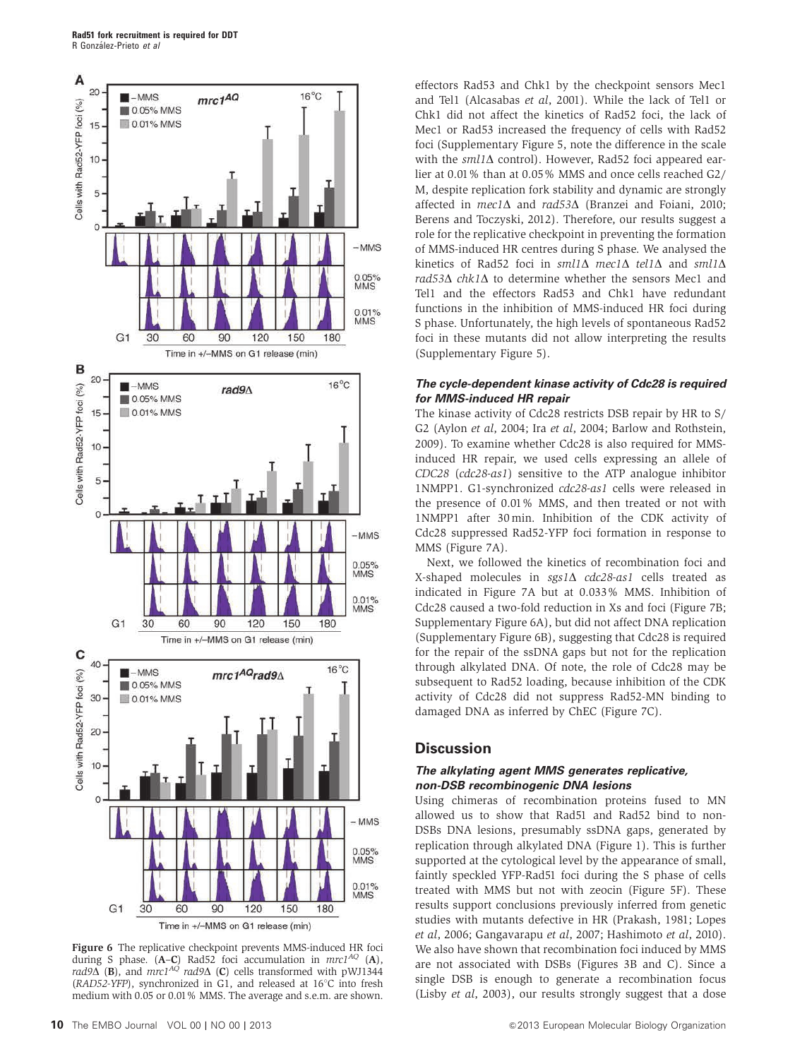Figure 6 The replicative checkpoint prevents MMS-induced HR foci during S phase. (**A**–**C**) Rad52 foci accumulation in *mrc1*$^{AQ}$ (**A**), *rad9*Δ (**B**), and *mrc1*$^{AQ}$ *rad9*Δ (**C**) cells transformed with pWJ1344 (*RAD52-YFP*), synchronized in G1, and released at 16°C into fresh medium with 0.05 or 0.01% MMS. The average and s.e.m. are shown.

effectors Rad53 and Chk1 by the checkpoint sensors Mec1 and Tel1 (Alcasabas *et al*, 2001). While the lack of Tel1 or Chk1 did not affect the kinetics of Rad52 foci, the lack of Mec1 or Rad53 increased the frequency of cells with Rad52 foci (Supplementary Figure 5, note the difference in the scale with the *sml1*Δ control). However, Rad52 foci appeared earlier at 0.01% than at 0.05% MMS and once cells reached G2/M, despite replication fork stability and dynamic are strongly affected in *mec1*Δ and *rad53*Δ (Branzei and Foiani, 2010; Berens and Toczyski, 2012). Therefore, our results suggest a role for the replicative checkpoint in preventing the formation of MMS-induced HR centres during S phase. We analysed the kinetics of Rad52 foci in *sml1*Δ *mec1*Δ *tel1*Δ and *sml1*Δ *rad53*Δ *chk1*Δ to determine whether the sensors Mec1 and Tel1 and the effectors Rad53 and Chk1 have redundant functions in the inhibition of MMS-induced HR foci during S phase. Unfortunately, the high levels of spontaneous Rad52 foci in these mutants did not allow interpreting the results (Supplementary Figure 5).

### *The cycle-dependent kinase activity of Cdc28 is required for MMS-induced HR repair*

The kinase activity of Cdc28 restricts DSB repair by HR to S/G2 (Aylon *et al*, 2004; Ira *et al*, 2004; Barlow and Rothstein, 2009). To examine whether Cdc28 is also required for MMS-induced HR repair, we used cells expressing an allele of *CDC28* (*cdc28-as1*) sensitive to the ATP analogue inhibitor 1NMPP1. G1-synchronized *cdc28-as1* cells were released in the presence of 0.01% MMS, and then treated or not with 1NMPP1 after 30 min. Inhibition of the CDK activity of Cdc28 suppressed Rad52-YFP foci formation in response to MMS (Figure 7A).

Next, we followed the kinetics of recombination foci and X-shaped molecules in *sgs1*Δ *cdc28-as1* cells treated as indicated in Figure 7A but at 0.033% MMS. Inhibition of Cdc28 caused a two-fold reduction in Xs and foci (Figure 7B; Supplementary Figure 6A), but did not affect DNA replication (Supplementary Figure 6B), suggesting that Cdc28 is required for the repair of the ssDNA gaps but not for the replication through alkylated DNA. Of note, the role of Cdc28 may be subsequent to Rad52 loading, because inhibition of the CDK activity of Cdc28 did not suppress Rad52-MN binding to damaged DNA as inferred by ChEC (Figure 7C).

## Discussion

### *The alkylating agent MMS generates replicative, non-DSB recombinogenic DNA lesions*

Using chimeras of recombination proteins fused to MN allowed us to show that Rad51 and Rad52 bind to non-DSBs DNA lesions, presumably ssDNA gaps, generated by replication through alkylated DNA (Figure 1). This is further supported at the cytological level by the appearance of small, faintly speckled YFP-Rad51 foci during the S phase of cells treated with MMS but not with zeocin (Figure 5F). These results support conclusions previously inferred from genetic studies with mutants defective in HR (Prakash, 1981; Lopes *et al*, 2006; Gangavarapu *et al*, 2007; Hashimoto *et al*, 2010). We also have shown that recombination foci induced by MMS are not associated with DSBs (Figures 3B and C). Since a single DSB is enough to generate a recombination focus (Lisby *et al*, 2003), our results strongly suggest that a dose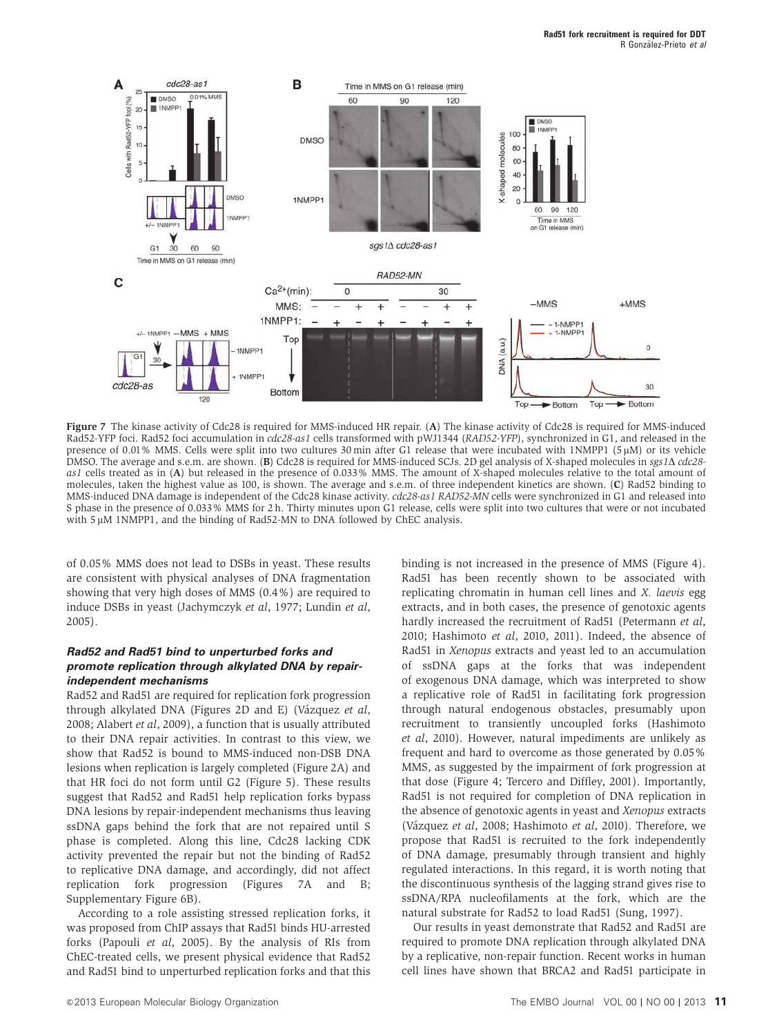A

cdc28-as1

Cells with Rad52-YFP foci (%)

DMSO

1NMPP1

0.01% MMS

+/− 1NMPP1

G1 30 60 90

Time in MMS on G1 release (min)

B

Time in MMS on G1 release (min)

60 90 120

DMSO

1NMPP1

sgs1Δ cdc28-as1

X-shaped molecules

Time in MMS on G1 release (min)

C

RAD52-MN

Ca2+(min): 0 30

MMS:

1NMPP1:

Top

Bottom

cdc28-as

−MMS +MMS

DNA (a.u.)

− 1-NMPP1

+ 1-NMPP1

Top → Bottom Top → Bottom

**Figure 7** The kinase activity of Cdc28 is required for MMS-induced HR repair. (**A**) The kinase activity of Cdc28 is required for MMS-induced Rad52-YFP foci. Rad52 foci accumulation in *cdc28-as1* cells transformed with pWJ1344 (*RAD52-YFP*), synchronized in G1, and released in the presence of 0.01% MMS. Cells were split into two cultures 30 min after G1 release that were incubated with 1NMPP1 (5 μM) or its vehicle DMSO. The average and s.e.m. are shown. (**B**) Cdc28 is required for MMS-induced SCJs. 2D gel analysis of X-shaped molecules in *sgs1Δ cdc28-as1* cells treated as in (**A**) but released in the presence of 0.033% MMS. The amount of X-shaped molecules relative to the total amount of molecules, taken the highest value as 100, is shown. The average and s.e.m. of three independent kinetics are shown. (**C**) Rad52 binding to MMS-induced DNA damage is independent of the Cdc28 kinase activity. *cdc28-as1 RAD52-MN* cells were synchronized in G1 and released into S phase in the presence of 0.033% MMS for 2 h. Thirty minutes upon G1 release, cells were split into two cultures that were or not incubated with 5 μM 1NMPP1, and the binding of Rad52-MN to DNA followed by ChEC analysis.

of 0.05% MMS does not lead to DSBs in yeast. These results are consistent with physical analyses of DNA fragmentation showing that very high doses of MMS (0.4%) are required to induce DSBs in yeast (Jachymczyk *et al*, 1977; Lundin *et al*, 2005).

### *Rad52 and Rad51 bind to unperturbed forks and promote replication through alkylated DNA by repair-independent mechanisms*

Rad52 and Rad51 are required for replication fork progression through alkylated DNA (Figures 2D and E) (Vázquez *et al*, 2008; Alabert *et al*, 2009), a function that is usually attributed to their DNA repair activities. In contrast to this view, we show that Rad52 is bound to MMS-induced non-DSB DNA lesions when replication is largely completed (Figure 2A) and that HR foci do not form until G2 (Figure 5). These results suggest that Rad52 and Rad51 help replication forks bypass DNA lesions by repair-independent mechanisms thus leaving ssDNA gaps behind the fork that are not repaired until S phase is completed. Along this line, Cdc28 lacking CDK activity prevented the repair but not the binding of Rad52 to replicative DNA damage, and accordingly, did not affect replication fork progression (Figures 7A and B; Supplementary Figure 6B).

According to a role assisting stressed replication forks, it was proposed from ChIP assays that Rad51 binds HU-arrested forks (Papouli *et al*, 2005). By the analysis of RIs from ChEC-treated cells, we present physical evidence that Rad52 and Rad51 bind to unperturbed replication forks and that this binding is not increased in the presence of MMS (Figure 4). Rad51 has been recently shown to be associated with replicating chromatin in human cell lines and *X. laevis* egg extracts, and in both cases, the presence of genotoxic agents hardly increased the recruitment of Rad51 (Petermann *et al*, 2010; Hashimoto *et al*, 2010, 2011). Indeed, the absence of Rad51 in *Xenopus* extracts and yeast led to an accumulation of ssDNA gaps at the forks that was independent of exogenous DNA damage, which was interpreted to show a replicative role of Rad51 in facilitating fork progression through natural endogenous obstacles, presumably upon recruitment to transiently uncoupled forks (Hashimoto *et al*, 2010). However, natural impediments are unlikely as frequent and hard to overcome as those generated by 0.05% MMS, as suggested by the impairment of fork progression at that dose (Figure 4; Tercero and Diffley, 2001). Importantly, Rad51 is not required for completion of DNA replication in the absence of genotoxic agents in yeast and *Xenopus* extracts (Vázquez *et al*, 2008; Hashimoto *et al*, 2010). Therefore, we propose that Rad51 is recruited to the fork independently of DNA damage, presumably through transient and highly regulated interactions. In this regard, it is worth noting that the discontinuous synthesis of the lagging strand gives rise to ssDNA/RPA nucleofilaments at the fork, which are the natural substrate for Rad52 to load Rad51 (Sung, 1997).

Our results in yeast demonstrate that Rad52 and Rad51 are required to promote DNA replication through alkylated DNA by a replicative, non-repair function. Recent works in human cell lines have shown that BRCA2 and Rad51 participate in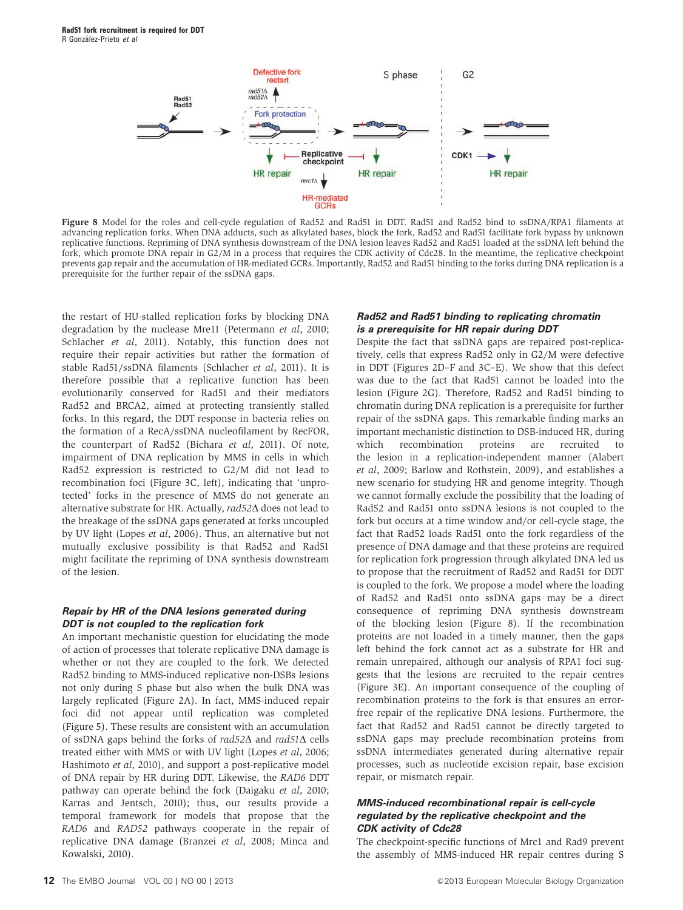Defective fork restart

rad51Δ
rad52Δ

Rad51
Rad52

Fork protection

S phase

G2

Replicative checkpoint

HR repair

HR repair

CDK1

HR repair

mrc1Δ

HR-mediated GCRs

**Figure 8** Model for the roles and cell-cycle regulation of Rad52 and Rad51 in DDT. Rad51 and Rad52 bind to ssDNA/RPA1 filaments at advancing replication forks. When DNA adducts, such as alkylated bases, block the fork, Rad52 and Rad51 facilitate fork bypass by unknown replicative functions. Repriming of DNA synthesis downstream of the DNA lesion leaves Rad52 and Rad51 loaded at the ssDNA left behind the fork, which promote DNA repair in G2/M in a process that requires the CDK activity of Cdc28. In the meantime, the replicative checkpoint prevents gap repair and the accumulation of HR-mediated GCRs. Importantly, Rad52 and Rad51 binding to the forks during DNA replication is a prerequisite for the further repair of the ssDNA gaps.

the restart of HU-stalled replication forks by blocking DNA degradation by the nuclease Mre11 (Petermann *et al*, 2010; Schlacher *et al*, 2011). Notably, this function does not require their repair activities but rather the formation of stable Rad51/ssDNA filaments (Schlacher *et al*, 2011). It is therefore possible that a replicative function has been evolutionarily conserved for Rad51 and their mediators Rad52 and BRCA2, aimed at protecting transiently stalled forks. In this regard, the DDT response in bacteria relies on the formation of a RecA/ssDNA nucleofilament by RecFOR, the counterpart of Rad52 (Bichara *et al*, 2011). Of note, impairment of DNA replication by MMS in cells in which Rad52 expression is restricted to G2/M did not lead to recombination foci (Figure 3C, left), indicating that 'unprotected' forks in the presence of MMS do not generate an alternative substrate for HR. Actually, *rad52Δ* does not lead to the breakage of the ssDNA gaps generated at forks uncoupled by UV light (Lopes *et al*, 2006). Thus, an alternative but not mutually exclusive possibility is that Rad52 and Rad51 might facilitate the repriming of DNA synthesis downstream of the lesion.

### *Repair by HR of the DNA lesions generated during DDT is not coupled to the replication fork*

An important mechanistic question for elucidating the mode of action of processes that tolerate replicative DNA damage is whether or not they are coupled to the fork. We detected Rad52 binding to MMS-induced replicative non-DSBs lesions not only during S phase but also when the bulk DNA was largely replicated (Figure 2A). In fact, MMS-induced repair foci did not appear until replication was completed (Figure 5). These results are consistent with an accumulation of ssDNA gaps behind the forks of *rad52Δ* and *rad51Δ* cells treated either with MMS or with UV light (Lopes *et al*, 2006; Hashimoto *et al*, 2010), and support a post-replicative model of DNA repair by HR during DDT. Likewise, the *RAD6* DDT pathway can operate behind the fork (Daigaku *et al*, 2010; Karras and Jentsch, 2010); thus, our results provide a temporal framework for models that propose that the *RAD6* and *RAD52* pathways cooperate in the repair of replicative DNA damage (Branzei *et al*, 2008; Minca and Kowalski, 2010).

### *Rad52 and Rad51 binding to replicating chromatin is a prerequisite for HR repair during DDT*

Despite the fact that ssDNA gaps are repaired post-replicatively, cells that express Rad52 only in G2/M were defective in DDT (Figures 2D–F and 3C–E). We show that this defect was due to the fact that Rad51 cannot be loaded into the lesion (Figure 2G). Therefore, Rad52 and Rad51 binding to chromatin during DNA replication is a prerequisite for further repair of the ssDNA gaps. This remarkable finding marks an important mechanistic distinction to DSB-induced HR, during which recombination proteins are recruited to the lesion in a replication-independent manner (Alabert *et al*, 2009; Barlow and Rothstein, 2009), and establishes a new scenario for studying HR and genome integrity. Though we cannot formally exclude the possibility that the loading of Rad52 and Rad51 onto ssDNA lesions is not coupled to the fork but occurs at a time window and/or cell-cycle stage, the fact that Rad52 loads Rad51 onto the fork regardless of the presence of DNA damage and that these proteins are required for replication fork progression through alkylated DNA led us to propose that the recruitment of Rad52 and Rad51 for DDT is coupled to the fork. We propose a model where the loading of Rad52 and Rad51 onto ssDNA gaps may be a direct consequence of repriming DNA synthesis downstream of the blocking lesion (Figure 8). If the recombination proteins are not loaded in a timely manner, then the gaps left behind the fork cannot act as a substrate for HR and remain unrepaired, although our analysis of RPA1 foci suggests that the lesions are recruited to the repair centres (Figure 3E). An important consequence of the coupling of recombination proteins to the fork is that ensures an error-free repair of the replicative DNA lesions. Furthermore, the fact that Rad52 and Rad51 cannot be directly targeted to ssDNA gaps may preclude recombination proteins from ssDNA intermediates generated during alternative repair processes, such as nucleotide excision repair, base excision repair, or mismatch repair.

### *MMS-induced recombinational repair is cell-cycle regulated by the replicative checkpoint and the CDK activity of Cdc28*

The checkpoint-specific functions of Mrc1 and Rad9 prevent the assembly of MMS-induced HR repair centres during S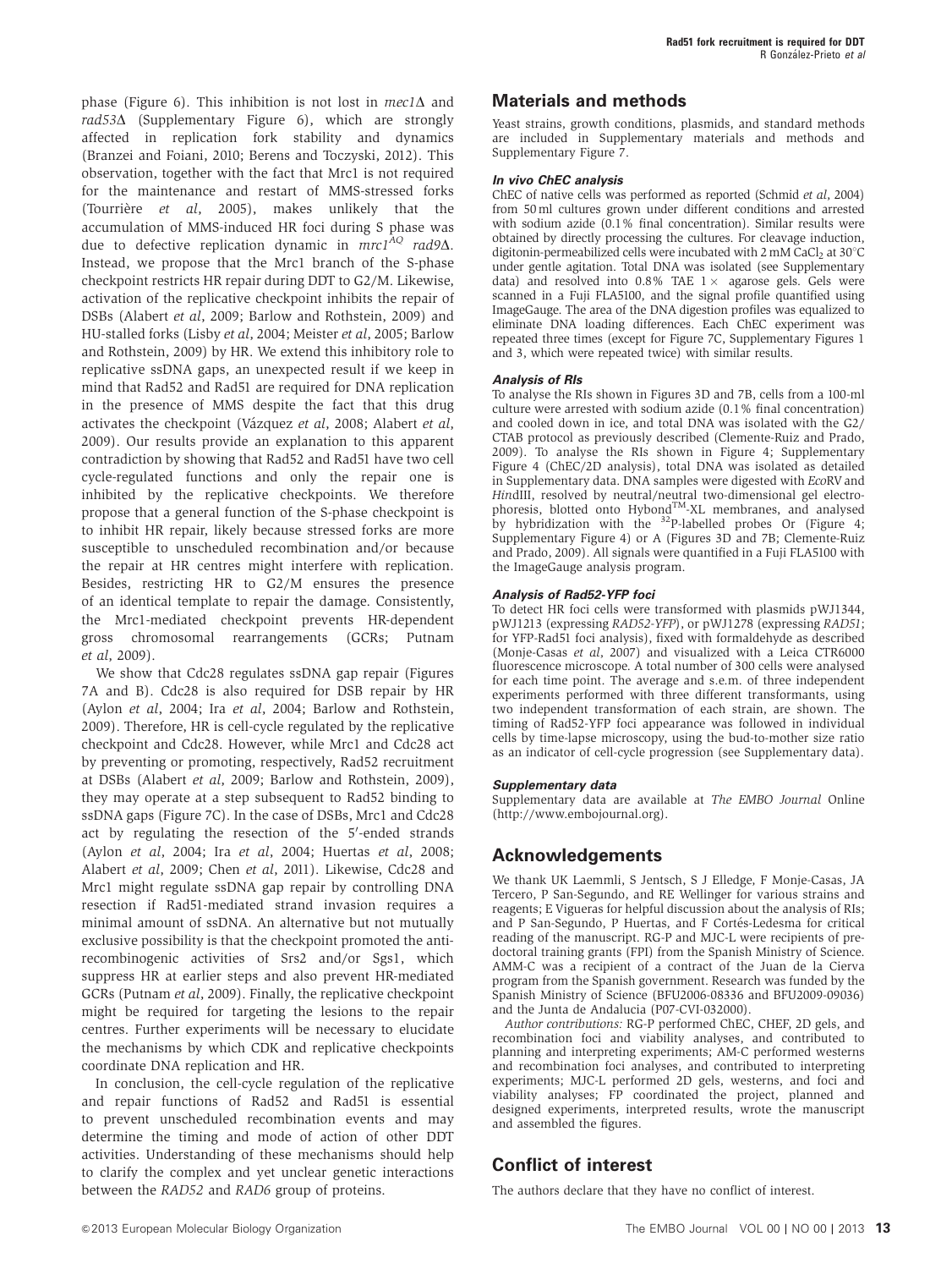phase (Figure 6). This inhibition is not lost in *mec1*Δ and *rad53*Δ (Supplementary Figure 6), which are strongly affected in replication fork stability and dynamics (Branzei and Foiani, 2010; Berens and Toczyski, 2012). This observation, together with the fact that Mrc1 is not required for the maintenance and restart of MMS-stressed forks (Tourrière *et al*, 2005), makes unlikely that the accumulation of MMS-induced HR foci during S phase was due to defective replication dynamic in *mrc1*$^{AQ}$ *rad9*Δ. Instead, we propose that the Mrc1 branch of the S-phase checkpoint restricts HR repair during DDT to G2/M. Likewise, activation of the replicative checkpoint inhibits the repair of DSBs (Alabert *et al*, 2009; Barlow and Rothstein, 2009) and HU-stalled forks (Lisby *et al*, 2004; Meister *et al*, 2005; Barlow and Rothstein, 2009) by HR. We extend this inhibitory role to replicative ssDNA gaps, an unexpected result if we keep in mind that Rad52 and Rad51 are required for DNA replication in the presence of MMS despite the fact that this drug activates the checkpoint (Vázquez *et al*, 2008; Alabert *et al*, 2009). Our results provide an explanation to this apparent contradiction by showing that Rad52 and Rad51 have two cell cycle-regulated functions and only the repair one is inhibited by the replicative checkpoints. We therefore propose that a general function of the S-phase checkpoint is to inhibit HR repair, likely because stressed forks are more susceptible to unscheduled recombination and/or because the repair at HR centres might interfere with replication. Besides, restricting HR to G2/M ensures the presence of an identical template to repair the damage. Consistently, the Mrc1-mediated checkpoint prevents HR-dependent gross chromosomal rearrangements (GCRs; Putnam *et al*, 2009).

We show that Cdc28 regulates ssDNA gap repair (Figures 7A and B). Cdc28 is also required for DSB repair by HR (Aylon *et al*, 2004; Ira *et al*, 2004; Barlow and Rothstein, 2009). Therefore, HR is cell-cycle regulated by the replicative checkpoint and Cdc28. However, while Mrc1 and Cdc28 act by preventing or promoting, respectively, Rad52 recruitment at DSBs (Alabert *et al*, 2009; Barlow and Rothstein, 2009), they may operate at a step subsequent to Rad52 binding to ssDNA gaps (Figure 7C). In the case of DSBs, Mrc1 and Cdc28 act by regulating the resection of the 5′-ended strands (Aylon *et al*, 2004; Ira *et al*, 2004; Huertas *et al*, 2008; Alabert *et al*, 2009; Chen *et al*, 2011). Likewise, Cdc28 and Mrc1 might regulate ssDNA gap repair by controlling DNA resection if Rad51-mediated strand invasion requires a minimal amount of ssDNA. An alternative but not mutually exclusive possibility is that the checkpoint promoted the anti-recombinogenic activities of Srs2 and/or Sgs1, which suppress HR at earlier steps and also prevent HR-mediated GCRs (Putnam *et al*, 2009). Finally, the replicative checkpoint might be required for targeting the lesions to the repair centres. Further experiments will be necessary to elucidate the mechanisms by which CDK and replicative checkpoints coordinate DNA replication and HR.

In conclusion, the cell-cycle regulation of the replicative and repair functions of Rad52 and Rad51 is essential to prevent unscheduled recombination events and may determine the timing and mode of action of other DDT activities. Understanding of these mechanisms should help to clarify the complex and yet unclear genetic interactions between the *RAD52* and *RAD6* group of proteins.

## Materials and methods

Yeast strains, growth conditions, plasmids, and standard methods are included in Supplementary materials and methods and Supplementary Figure 7.

#### *In vivo ChEC analysis*

ChEC of native cells was performed as reported (Schmid *et al*, 2004) from 50 ml cultures grown under different conditions and arrested with sodium azide (0.1% final concentration). Similar results were obtained by directly processing the cultures. For cleavage induction, digitonin-permeabilized cells were incubated with 2 mM $CaCl_2$ at 30°C under gentle agitation. Total DNA was isolated (see Supplementary data) and resolved into 0.8% TAE 1× agarose gels. Gels were scanned in a Fuji FLA5100, and the signal profile quantified using ImageGauge. The area of the DNA digestion profiles was equalized to eliminate DNA loading differences. Each ChEC experiment was repeated three times (except for Figure 7C, Supplementary Figures 1 and 3, which were repeated twice) with similar results.

#### *Analysis of RIs*

To analyse the RIs shown in Figures 3D and 7B, cells from a 100-ml culture were arrested with sodium azide (0.1% final concentration) and cooled down in ice, and total DNA was isolated with the G2/CTAB protocol as previously described (Clemente-Ruiz and Prado, 2009). To analyse the RIs shown in Figure 4; Supplementary Figure 4 (ChEC/2D analysis), total DNA was isolated as detailed in Supplementary data. DNA samples were digested with *Eco*RV and *Hin*dIII, resolved by neutral/neutral two-dimensional gel electrophoresis, blotted onto Hybond™-XL membranes, and analysed by hybridization with the $^{32}$P-labelled probes Or (Figure 4; Supplementary Figure 4) or A (Figures 3D and 7B; Clemente-Ruiz and Prado, 2009). All signals were quantified in a Fuji FLA5100 with the ImageGauge analysis program.

#### *Analysis of Rad52-YFP foci*

To detect HR foci cells were transformed with plasmids pWJ1344, pWJ1213 (expressing *RAD52-YFP*), or pWJ1278 (expressing *RAD51*; for YFP-Rad51 foci analysis), fixed with formaldehyde as described (Monje-Casas *et al*, 2007) and visualized with a Leica CTR6000 fluorescence microscope. A total number of 300 cells were analysed for each time point. The average and s.e.m. of three independent experiments performed with three different transformants, using two independent transformation of each strain, are shown. The timing of Rad52-YFP foci appearance was followed in individual cells by time-lapse microscopy, using the bud-to-mother size ratio as an indicator of cell-cycle progression (see Supplementary data).

#### *Supplementary data*

Supplementary data are available at *The EMBO Journal* Online (http://www.embojournal.org).

## Acknowledgements

We thank UK Laemmli, S Jentsch, S J Elledge, F Monje-Casas, JA Tercero, P San-Segundo, and RE Wellinger for various strains and reagents; E Vigueras for helpful discussion about the analysis of RIs; and P San-Segundo, P Huertas, and F Cortés-Ledesma for critical reading of the manuscript. RG-P and MJC-L were recipients of predoctoral training grants (FPI) from the Spanish Ministry of Science. AMM-C was a recipient of a contract of the Juan de la Cierva program from the Spanish government. Research was funded by the Spanish Ministry of Science (BFU2006-08336 and BFU2009-09036) and the Junta de Andalucia (P07-CVI-032000).

*Author contributions:* RG-P performed ChEC, CHEF, 2D gels, and recombination foci and viability analyses, and contributed to planning and interpreting experiments; AM-C performed westerns and recombination foci analyses, and contributed to interpreting experiments; MJC-L performed 2D gels, westerns, and foci and viability analyses; FP coordinated the project, planned and designed experiments, interpreted results, wrote the manuscript and assembled the figures.

## Conflict of interest

The authors declare that they have no conflict of interest.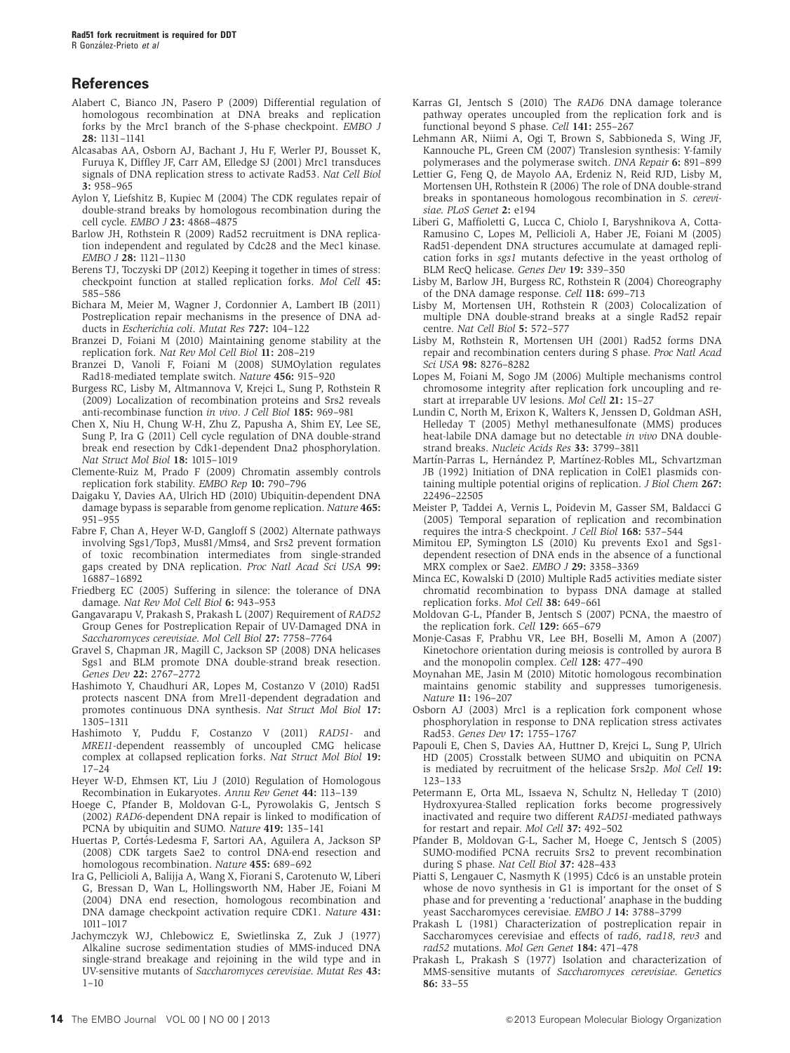## References

Alabert C, Bianco JN, Pasero P (2009) Differential regulation of homologous recombination at DNA breaks and replication forks by the Mrc1 branch of the S-phase checkpoint. *EMBO J* **28:** 1131–1141

Alcasabas AA, Osborn AJ, Bachant J, Hu F, Werler PJ, Bousset K, Furuya K, Diffley JF, Carr AM, Elledge SJ (2001) Mrc1 transduces signals of DNA replication stress to activate Rad53. *Nat Cell Biol* **3:** 958–965

Aylon Y, Liefshitz B, Kupiec M (2004) The CDK regulates repair of double-strand breaks by homologous recombination during the cell cycle. *EMBO J* **23:** 4868–4875

Barlow JH, Rothstein R (2009) Rad52 recruitment is DNA replication independent and regulated by Cdc28 and the Mec1 kinase. *EMBO J* **28:** 1121–1130

Berens TJ, Toczyski DP (2012) Keeping it together in times of stress: checkpoint function at stalled replication forks. *Mol Cell* **45:** 585–586

Bichara M, Meier M, Wagner J, Cordonnier A, Lambert IB (2011) Postreplication repair mechanisms in the presence of DNA adducts in *Escherichia coli*. *Mutat Res* **727:** 104–122

Branzei D, Foiani M (2010) Maintaining genome stability at the replication fork. *Nat Rev Mol Cell Biol* **11:** 208–219

Branzei D, Vanoli F, Foiani M (2008) SUMOylation regulates Rad18-mediated template switch. *Nature* **456:** 915–920

Burgess RC, Lisby M, Altmannova V, Krejci L, Sung P, Rothstein R (2009) Localization of recombination proteins and Srs2 reveals anti-recombinase function *in vivo*. *J Cell Biol* **185:** 969–981

Chen X, Niu H, Chung W-H, Zhu Z, Papusha A, Shim EY, Lee SE, Sung P, Ira G (2011) Cell cycle regulation of DNA double-strand break end resection by Cdk1-dependent Dna2 phosphorylation. *Nat Struct Mol Biol* **18:** 1015–1019

Clemente-Ruiz M, Prado F (2009) Chromatin assembly controls replication fork stability. *EMBO Rep* **10:** 790–796

Daigaku Y, Davies AA, Ulrich HD (2010) Ubiquitin-dependent DNA damage bypass is separable from genome replication. *Nature* **465:** 951–955

Fabre F, Chan A, Heyer W-D, Gangloff S (2002) Alternate pathways involving Sgs1/Top3, Mus81/Mms4, and Srs2 prevent formation of toxic recombination intermediates from single-stranded gaps created by DNA replication. *Proc Natl Acad Sci USA* **99:** 16887–16892

Friedberg EC (2005) Suffering in silence: the tolerance of DNA damage. *Nat Rev Mol Cell Biol* **6:** 943–953

Gangavarapu V, Prakash S, Prakash L (2007) Requirement of *RAD52* Group Genes for Postreplication Repair of UV-Damaged DNA in *Saccharomyces cerevisiae*. *Mol Cell Biol* **27:** 7758–7764

Gravel S, Chapman JR, Magill C, Jackson SP (2008) DNA helicases Sgs1 and BLM promote DNA double-strand break resection. *Genes Dev* **22:** 2767–2772

Hashimoto Y, Chaudhuri AR, Lopes M, Costanzo V (2010) Rad51 protects nascent DNA from Mre11-dependent degradation and promotes continuous DNA synthesis. *Nat Struct Mol Biol* **17:** 1305–1311

Hashimoto Y, Puddu F, Costanzo V (2011) *RAD51*- and *MRE11*-dependent reassembly of uncoupled CMG helicase complex at collapsed replication forks. *Nat Struct Mol Biol* **19:** 17–24

Heyer W-D, Ehmsen KT, Liu J (2010) Regulation of Homologous Recombination in Eukaryotes. *Annu Rev Genet* **44:** 113–139

Hoege C, Pfander B, Moldovan G-L, Pyrowolakis G, Jentsch S (2002) *RAD6*-dependent DNA repair is linked to modification of PCNA by ubiquitin and SUMO. *Nature* **419:** 135–141

Huertas P, Cortés-Ledesma F, Sartori AA, Aguilera A, Jackson SP (2008) CDK targets Sae2 to control DNA-end resection and homologous recombination. *Nature* **455:** 689–692

Ira G, Pellicioli A, Balijja A, Wang X, Fiorani S, Carotenuto W, Liberi G, Bressan D, Wan L, Hollingsworth NM, Haber JE, Foiani M (2004) DNA end resection, homologous recombination and DNA damage checkpoint activation require CDK1. *Nature* **431:** 1011–1017

Jachymczyk WJ, Chlebowicz E, Swietlinska Z, Zuk J (1977) Alkaline sucrose sedimentation studies of MMS-induced DNA single-strand breakage and rejoining in the wild type and in UV-sensitive mutants of *Saccharomyces cerevisiae*. *Mutat Res* **43:** 1–10

Karras GI, Jentsch S (2010) The *RAD6* DNA damage tolerance pathway operates uncoupled from the replication fork and is functional beyond S phase. *Cell* **141:** 255–267

Lehmann AR, Niimi A, Ogi T, Brown S, Sabbioneda S, Wing JF, Kannouche PL, Green CM (2007) Translesion synthesis: Y-family polymerases and the polymerase switch. *DNA Repair* **6:** 891–899

Lettier G, Feng Q, de Mayolo AA, Erdeniz N, Reid RJD, Lisby M, Mortensen UH, Rothstein R (2006) The role of DNA double-strand breaks in spontaneous homologous recombination in *S. cerevisiae*. *PLoS Genet* **2:** e194

Liberi G, Maffioletti G, Lucca C, Chiolo I, Baryshnikova A, Cotta-Ramusino C, Lopes M, Pellicioli A, Haber JE, Foiani M (2005) Rad51-dependent DNA structures accumulate at damaged replication forks in *sgs1* mutants defective in the yeast ortholog of BLM RecQ helicase. *Genes Dev* **19:** 339–350

Lisby M, Barlow JH, Burgess RC, Rothstein R (2004) Choreography of the DNA damage response. *Cell* **118:** 699–713

Lisby M, Mortensen UH, Rothstein R (2003) Colocalization of multiple DNA double-strand breaks at a single Rad52 repair centre. *Nat Cell Biol* **5:** 572–577

Lisby M, Rothstein R, Mortensen UH (2001) Rad52 forms DNA repair and recombination centers during S phase. *Proc Natl Acad Sci USA* **98:** 8276–8282

Lopes M, Foiani M, Sogo JM (2006) Multiple mechanisms control chromosome integrity after replication fork uncoupling and restart at irreparable UV lesions. *Mol Cell* **21:** 15–27

Lundin C, North M, Erixon K, Walters K, Jenssen D, Goldman ASH, Helleday T (2005) Methyl methanesulfonate (MMS) produces heat-labile DNA damage but no detectable *in vivo* DNA double-strand breaks. *Nucleic Acids Res* **33:** 3799–3811

Martín-Parras L, Hernández P, Martínez-Robles ML, Schvartzman JB (1992) Initiation of DNA replication in ColE1 plasmids containing multiple potential origins of replication. *J Biol Chem* **267:** 22496–22505

Meister P, Taddei A, Vernis L, Poidevin M, Gasser SM, Baldacci G (2005) Temporal separation of replication and recombination requires the intra-S checkpoint. *J Cell Biol* **168:** 537–544

Mimitou EP, Symington LS (2010) Ku prevents Exo1 and Sgs1-dependent resection of DNA ends in the absence of a functional MRX complex or Sae2. *EMBO J* **29:** 3358–3369

Minca EC, Kowalski D (2010) Multiple Rad5 activities mediate sister chromatid recombination to bypass DNA damage at stalled replication forks. *Mol Cell* **38:** 649–661

Moldovan G-L, Pfander B, Jentsch S (2007) PCNA, the maestro of the replication fork. *Cell* **129:** 665–679

Monje-Casas F, Prabhu VR, Lee BH, Boselli M, Amon A (2007) Kinetochore orientation during meiosis is controlled by aurora B and the monopolin complex. *Cell* **128:** 477–490

Moynahan ME, Jasin M (2010) Mitotic homologous recombination maintains genomic stability and suppresses tumorigenesis. *Nature* **11:** 196–207

Osborn AJ (2003) Mrc1 is a replication fork component whose phosphorylation in response to DNA replication stress activates Rad53. *Genes Dev* **17:** 1755–1767

Papouli E, Chen S, Davies AA, Huttner D, Krejci L, Sung P, Ulrich HD (2005) Crosstalk between SUMO and ubiquitin on PCNA is mediated by recruitment of the helicase Srs2p. *Mol Cell* **19:** 123–133

Petermann E, Orta ML, Issaeva N, Schultz N, Helleday T (2010) Hydroxyurea-Stalled replication forks become progressively inactivated and require two different *RAD51*-mediated pathways for restart and repair. *Mol Cell* **37:** 492–502

Pfander B, Moldovan G-L, Sacher M, Hoege C, Jentsch S (2005) SUMO-modified PCNA recruits Srs2 to prevent recombination during S phase. *Nat Cell Biol* **37:** 428–433

Piatti S, Lengauer C, Nasmyth K (1995) Cdc6 is an unstable protein whose de novo synthesis in G1 is important for the onset of S phase and for preventing a 'reductional' anaphase in the budding yeast Saccharomyces cerevisiae. *EMBO J* **14:** 3788–3799

Prakash L (1981) Characterization of postreplication repair in Saccharomyces cerevisiae and effects of *rad6, rad18, rev3* and *rad52* mutations. *Mol Gen Genet* **184:** 471–478

Prakash L, Prakash S (1977) Isolation and characterization of MMS-sensitive mutants of *Saccharomyces cerevisiae*. *Genetics* **86:** 33–55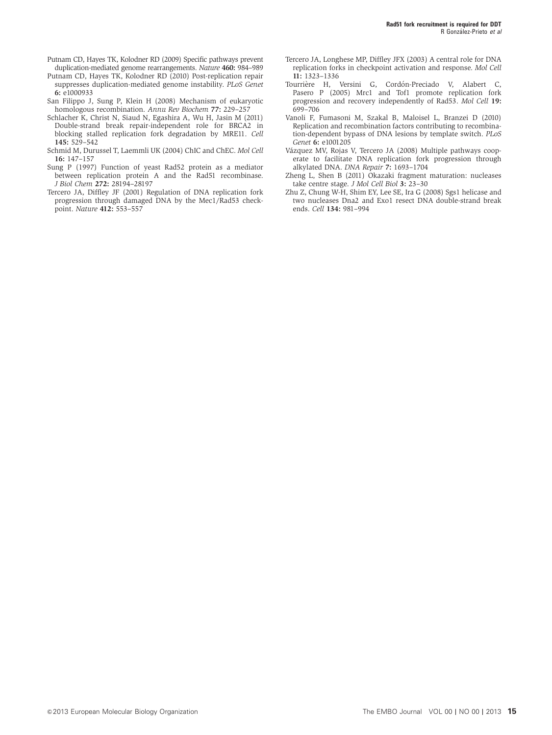Putnam CD, Hayes TK, Kolodner RD (2009) Specific pathways prevent duplication-mediated genome rearrangements. *Nature* **460:** 984–989

Putnam CD, Hayes TK, Kolodner RD (2010) Post-replication repair suppresses duplication-mediated genome instability. *PLoS Genet* **6:** e1000933

San Filippo J, Sung P, Klein H (2008) Mechanism of eukaryotic homologous recombination. *Annu Rev Biochem* **77:** 229–257

Schlacher K, Christ N, Siaud N, Egashira A, Wu H, Jasin M (2011) Double-strand break repair-independent role for BRCA2 in blocking stalled replication fork degradation by MRE11. *Cell* **145:** 529–542

Schmid M, Durussel T, Laemmli UK (2004) ChIC and ChEC. *Mol Cell* **16:** 147–157

Sung P (1997) Function of yeast Rad52 protein as a mediator between replication protein A and the Rad51 recombinase. *J Biol Chem* **272:** 28194–28197

Tercero JA, Diffley JF (2001) Regulation of DNA replication fork progression through damaged DNA by the Mec1/Rad53 checkpoint. *Nature* **412:** 553–557

Tercero JA, Longhese MP, Diffley JFX (2003) A central role for DNA replication forks in checkpoint activation and response. *Mol Cell* **11:** 1323–1336

Tourrière H, Versini G, Cordón-Preciado V, Alabert C, Pasero P (2005) Mrc1 and Tof1 promote replication fork progression and recovery independently of Rad53. *Mol Cell* **19:** 699–706

Vanoli F, Fumasoni M, Szakal B, Maloisel L, Branzei D (2010) Replication and recombination factors contributing to recombination-dependent bypass of DNA lesions by template switch. *PLoS Genet* **6:** e1001205

Vázquez MV, Rojas V, Tercero JA (2008) Multiple pathways cooperate to facilitate DNA replication fork progression through alkylated DNA. *DNA Repair* **7:** 1693–1704

Zheng L, Shen B (2011) Okazaki fragment maturation: nucleases take centre stage. *J Mol Cell Biol* **3:** 23–30

Zhu Z, Chung W-H, Shim EY, Lee SE, Ira G (2008) Sgs1 helicase and two nucleases Dna2 and Exo1 resect DNA double-strand break ends. *Cell* **134:** 981–994